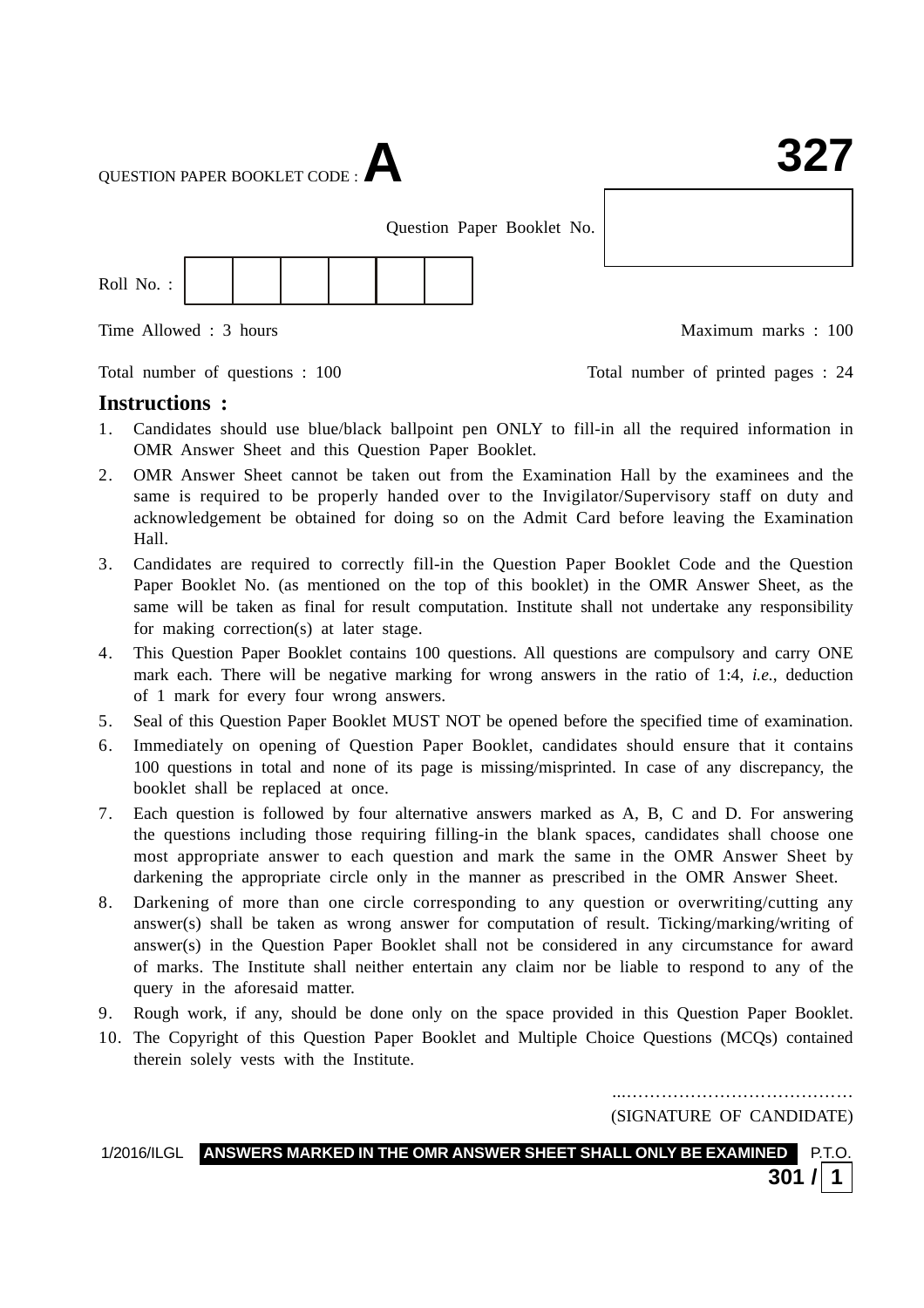QUESTION PAPER BOOKLET CODE : **A**

**327**

Question Paper Booklet No.

Roll No. :

Time Allowed : 3 hours

Maximum marks : 100

Total number of questions : 100

Total number of printed pages : 24

## Instructions :

1. Candidates should use blue/black ballpoint pen ONLY to fill-in all the required information in OMR Answer Sheet and this Question Paper Booklet.
2. OMR Answer Sheet cannot be taken out from the Examination Hall by the examinees and the same is required to be properly handed over to the Invigilator/Supervisory staff on duty and acknowledgement be obtained for doing so on the Admit Card before leaving the Examination Hall.
3. Candidates are required to correctly fill-in the Question Paper Booklet Code and the Question Paper Booklet No. (as mentioned on the top of this booklet) in the OMR Answer Sheet, as the same will be taken as final for result computation. Institute shall not undertake any responsibility for making correction(s) at later stage.
4. This Question Paper Booklet contains 100 questions. All questions are compulsory and carry ONE mark each. There will be negative marking for wrong answers in the ratio of 1:4, *i.e.*, deduction of 1 mark for every four wrong answers.
5. Seal of this Question Paper Booklet MUST NOT be opened before the specified time of examination.
6. Immediately on opening of Question Paper Booklet, candidates should ensure that it contains 100 questions in total and none of its page is missing/misprinted. In case of any discrepancy, the booklet shall be replaced at once.
7. Each question is followed by four alternative answers marked as A, B, C and D. For answering the questions including those requiring filling-in the blank spaces, candidates shall choose one most appropriate answer to each question and mark the same in the OMR Answer Sheet by darkening the appropriate circle only in the manner as prescribed in the OMR Answer Sheet.
8. Darkening of more than one circle corresponding to any question or overwriting/cutting any answer(s) shall be taken as wrong answer for computation of result. Ticking/marking/writing of answer(s) in the Question Paper Booklet shall not be considered in any circumstance for award of marks. The Institute shall neither entertain any claim nor be liable to respond to any of the query in the aforesaid matter.
9. Rough work, if any, should be done only on the space provided in this Question Paper Booklet.
10. The Copyright of this Question Paper Booklet and Multiple Choice Questions (MCQs) contained therein solely vests with the Institute.

...…………………………………

(SIGNATURE OF CANDIDATE)

1/2016/ILGL **ANSWERS MARKED IN THE OMR ANSWER SHEET SHALL ONLY BE EXAMINED** P.T.O.

**301 / 1**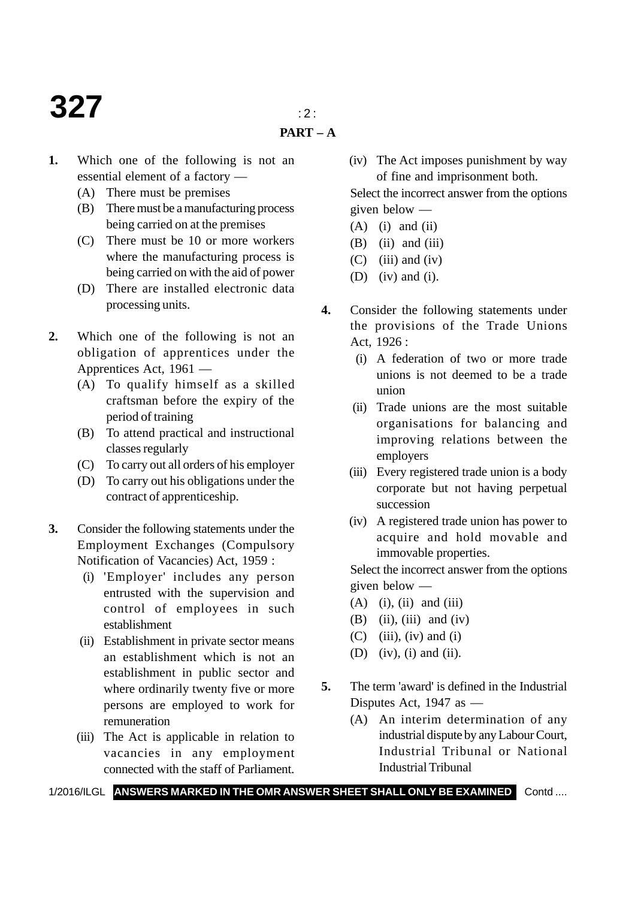## PART – A

**1.** Which one of the following is not an essential element of a factory —

(A) There must be premises

(B) There must be a manufacturing process being carried on at the premises

(C) There must be 10 or more workers where the manufacturing process is being carried on with the aid of power

(D) There are installed electronic data processing units.

**2.** Which one of the following is not an obligation of apprentices under the Apprentices Act, 1961 —

(A) To qualify himself as a skilled craftsman before the expiry of the period of training

(B) To attend practical and instructional classes regularly

(C) To carry out all orders of his employer

(D) To carry out his obligations under the contract of apprenticeship.

**3.** Consider the following statements under the Employment Exchanges (Compulsory Notification of Vacancies) Act, 1959 :

(i) 'Employer' includes any person entrusted with the supervision and control of employees in such establishment

(ii) Establishment in private sector means an establishment which is not an establishment in public sector and where ordinarily twenty five or more persons are employed to work for remuneration

(iii) The Act is applicable in relation to vacancies in any employment connected with the staff of Parliament.

(iv) The Act imposes punishment by way of fine and imprisonment both.

Select the incorrect answer from the options given below —

(A) (i) and (ii)

(B) (ii) and (iii)

(C) (iii) and (iv)

(D) (iv) and (i).

**4.** Consider the following statements under the provisions of the Trade Unions Act, 1926 :

(i) A federation of two or more trade unions is not deemed to be a trade union

(ii) Trade unions are the most suitable organisations for balancing and improving relations between the employers

(iii) Every registered trade union is a body corporate but not having perpetual succession

(iv) A registered trade union has power to acquire and hold movable and immovable properties.

Select the incorrect answer from the options given below —

(A) (i), (ii) and (iii)

(B) (ii), (iii) and (iv)

(C) (iii), (iv) and (i)

(D) (iv), (i) and (ii).

**5.** The term 'award' is defined in the Industrial Disputes Act, 1947 as —

(A) An interim determination of any industrial dispute by any Labour Court, Industrial Tribunal or National Industrial Tribunal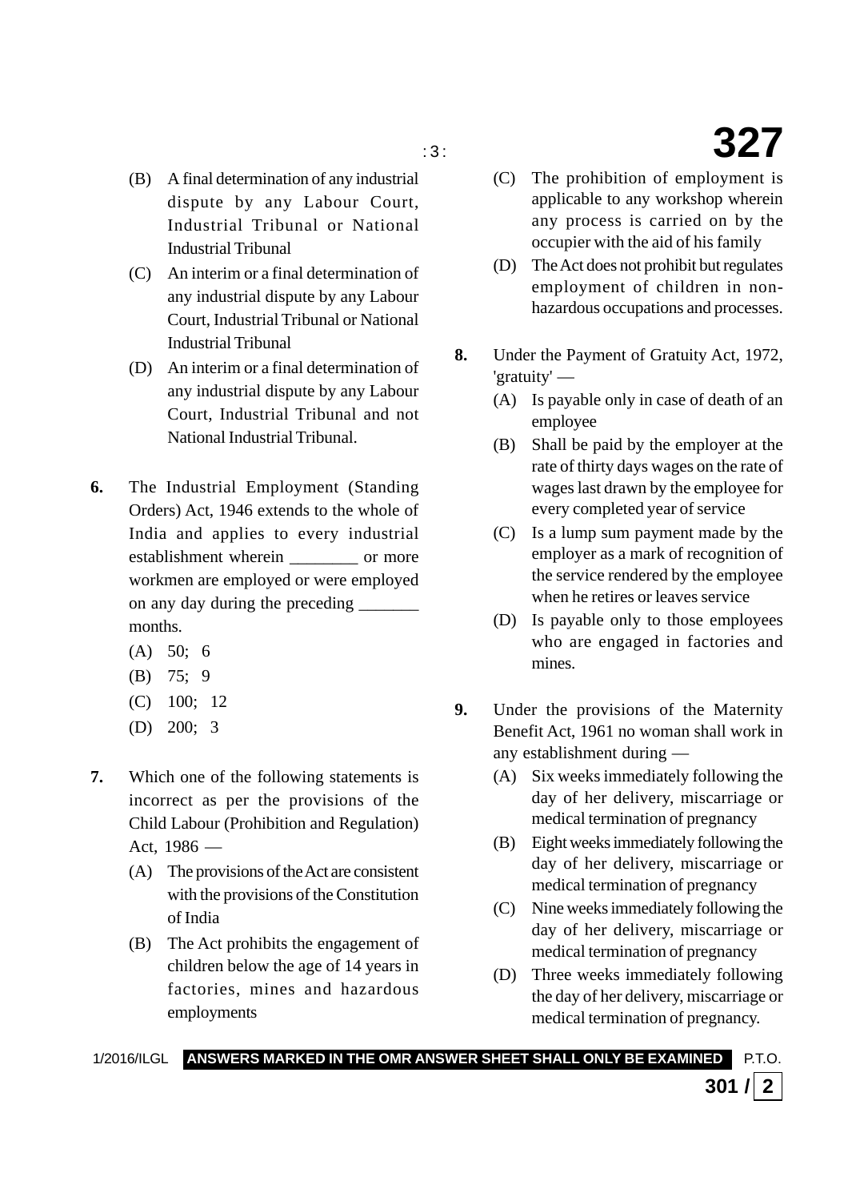(B) A final determination of any industrial dispute by any Labour Court, Industrial Tribunal or National Industrial Tribunal

(C) An interim or a final determination of any industrial dispute by any Labour Court, Industrial Tribunal or National Industrial Tribunal

(D) An interim or a final determination of any industrial dispute by any Labour Court, Industrial Tribunal and not National Industrial Tribunal.

**6.** The Industrial Employment (Standing Orders) Act, 1946 extends to the whole of India and applies to every industrial establishment wherein ________ or more workmen are employed or were employed on any day during the preceding _______ months.

(A) 50; 6

(B) 75; 9

(C) 100; 12

(D) 200; 3

**7.** Which one of the following statements is incorrect as per the provisions of the Child Labour (Prohibition and Regulation) Act, 1986 —

(A) The provisions of the Act are consistent with the provisions of the Constitution of India

(B) The Act prohibits the engagement of children below the age of 14 years in factories, mines and hazardous employments

(C) The prohibition of employment is applicable to any workshop wherein any process is carried on by the occupier with the aid of his family

(D) The Act does not prohibit but regulates employment of children in non-hazardous occupations and processes.

**8.** Under the Payment of Gratuity Act, 1972, 'gratuity' —

(A) Is payable only in case of death of an employee

(B) Shall be paid by the employer at the rate of thirty days wages on the rate of wages last drawn by the employee for every completed year of service

(C) Is a lump sum payment made by the employer as a mark of recognition of the service rendered by the employee when he retires or leaves service

(D) Is payable only to those employees who are engaged in factories and mines.

**9.** Under the provisions of the Maternity Benefit Act, 1961 no woman shall work in any establishment during —

(A) Six weeks immediately following the day of her delivery, miscarriage or medical termination of pregnancy

(B) Eight weeks immediately following the day of her delivery, miscarriage or medical termination of pregnancy

(C) Nine weeks immediately following the day of her delivery, miscarriage or medical termination of pregnancy

(D) Three weeks immediately following the day of her delivery, miscarriage or medical termination of pregnancy.

**ANSWERS MARKED IN THE OMR ANSWER SHEET SHALL ONLY BE EXAMINED**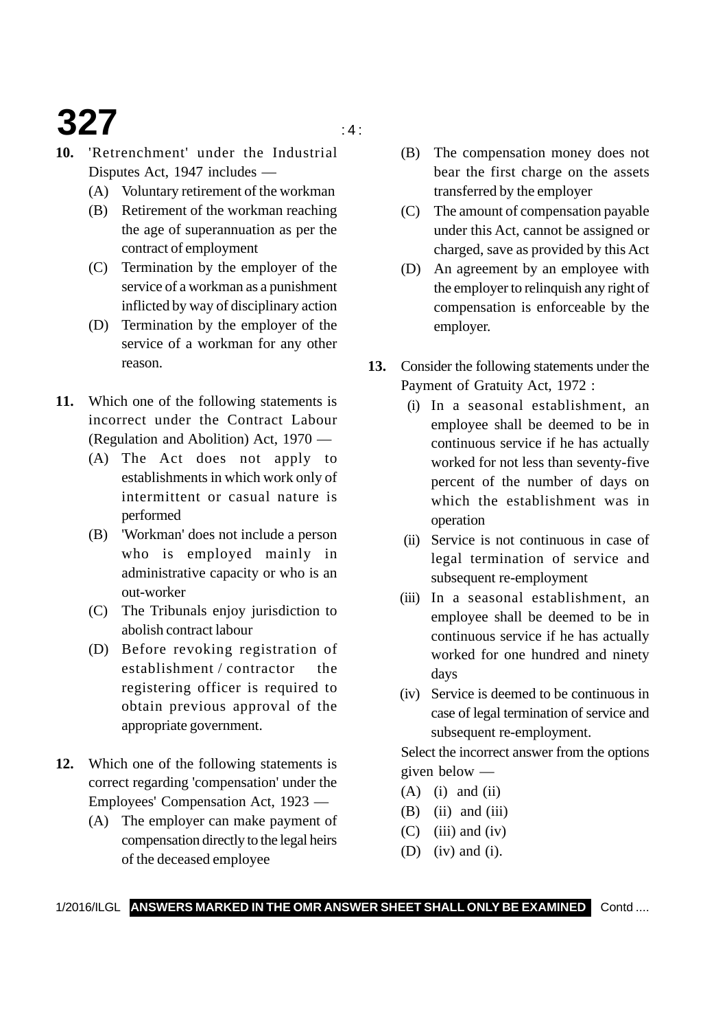**10.** 'Retrenchment' under the Industrial Disputes Act, 1947 includes —

(A) Voluntary retirement of the workman

(B) Retirement of the workman reaching the age of superannuation as per the contract of employment

(C) Termination by the employer of the service of a workman as a punishment inflicted by way of disciplinary action

(D) Termination by the employer of the service of a workman for any other reason.

**11.** Which one of the following statements is incorrect under the Contract Labour (Regulation and Abolition) Act, 1970 —

(A) The Act does not apply to establishments in which work only of intermittent or casual nature is performed

(B) 'Workman' does not include a person who is employed mainly in administrative capacity or who is an out-worker

(C) The Tribunals enjoy jurisdiction to abolish contract labour

(D) Before revoking registration of establishment / contractor the registering officer is required to obtain previous approval of the appropriate government.

**12.** Which one of the following statements is correct regarding 'compensation' under the Employees' Compensation Act, 1923 —

(A) The employer can make payment of compensation directly to the legal heirs of the deceased employee

(B) The compensation money does not bear the first charge on the assets transferred by the employer

(C) The amount of compensation payable under this Act, cannot be assigned or charged, save as provided by this Act

(D) An agreement by an employee with the employer to relinquish any right of compensation is enforceable by the employer.

**13.** Consider the following statements under the Payment of Gratuity Act, 1972 :

(i) In a seasonal establishment, an employee shall be deemed to be in continuous service if he has actually worked for not less than seventy-five percent of the number of days on which the establishment was in operation

(ii) Service is not continuous in case of legal termination of service and subsequent re-employment

(iii) In a seasonal establishment, an employee shall be deemed to be in continuous service if he has actually worked for one hundred and ninety days

(iv) Service is deemed to be continuous in case of legal termination of service and subsequent re-employment.

Select the incorrect answer from the options given below —

(A) (i) and (ii)

(B) (ii) and (iii)

(C) (iii) and (iv)

(D) (iv) and (i).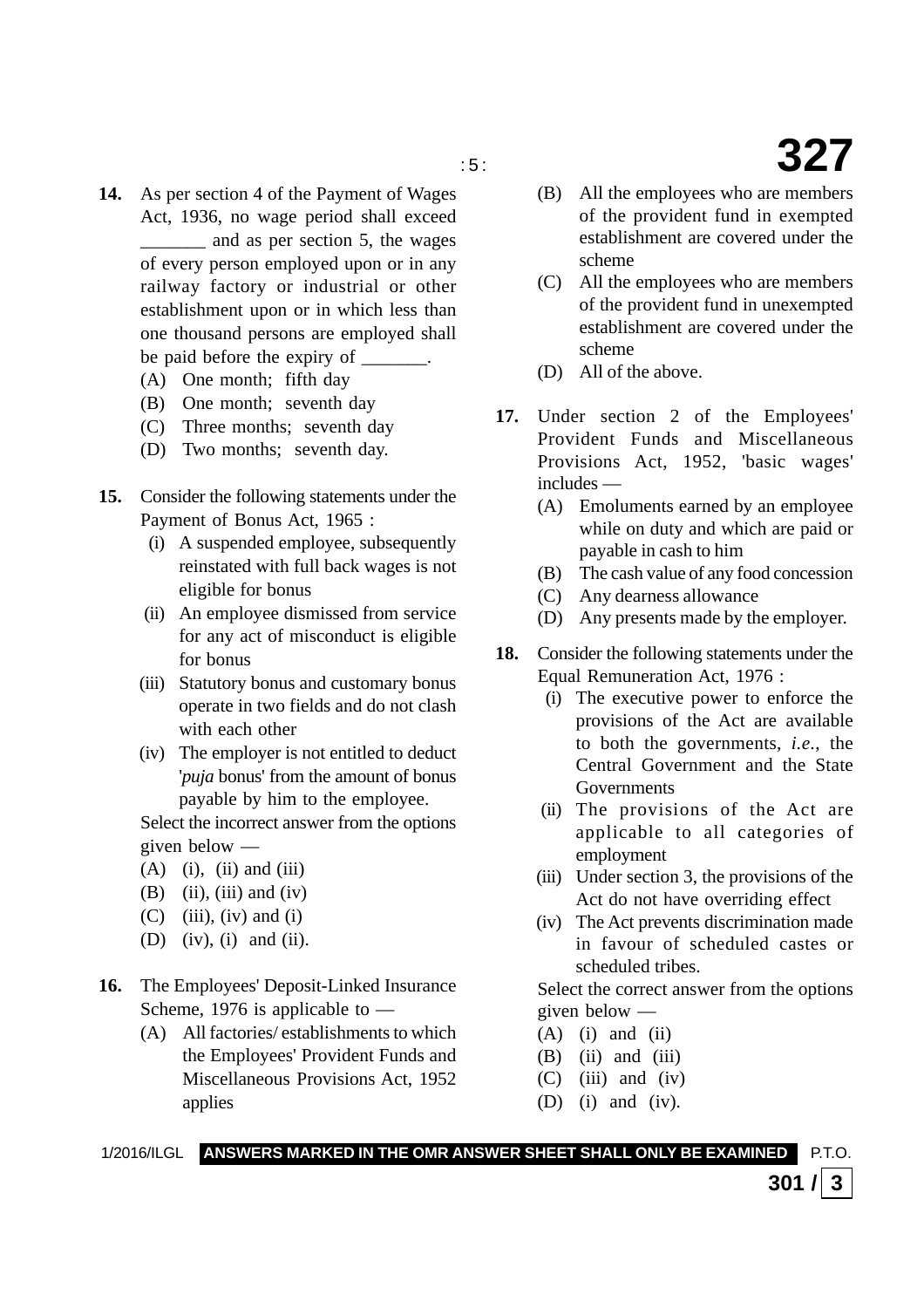**14.** As per section 4 of the Payment of Wages Act, 1936, no wage period shall exceed _______ and as per section 5, the wages of every person employed upon or in any railway factory or industrial or other establishment upon or in which less than one thousand persons are employed shall be paid before the expiry of _______.

(A) One month; fifth day

(B) One month; seventh day

(C) Three months; seventh day

(D) Two months; seventh day.

**15.** Consider the following statements under the Payment of Bonus Act, 1965 :

(i) A suspended employee, subsequently reinstated with full back wages is not eligible for bonus

(ii) An employee dismissed from service for any act of misconduct is eligible for bonus

(iii) Statutory bonus and customary bonus operate in two fields and do not clash with each other

(iv) The employer is not entitled to deduct '*puja* bonus' from the amount of bonus payable by him to the employee.

Select the incorrect answer from the options given below —

(A) (i), (ii) and (iii)

(B) (ii), (iii) and (iv)

(C) (iii), (iv) and (i)

(D) (iv), (i) and (ii).

**16.** The Employees' Deposit-Linked Insurance Scheme, 1976 is applicable to —

(A) All factories/ establishments to which the Employees' Provident Funds and Miscellaneous Provisions Act, 1952 applies

(B) All the employees who are members of the provident fund in exempted establishment are covered under the scheme

(C) All the employees who are members of the provident fund in unexempted establishment are covered under the scheme

(D) All of the above.

**17.** Under section 2 of the Employees' Provident Funds and Miscellaneous Provisions Act, 1952, 'basic wages' includes —

(A) Emoluments earned by an employee while on duty and which are paid or payable in cash to him

(B) The cash value of any food concession

(C) Any dearness allowance

(D) Any presents made by the employer.

**18.** Consider the following statements under the Equal Remuneration Act, 1976 :

(i) The executive power to enforce the provisions of the Act are available to both the governments, *i.e.*, the Central Government and the State Governments

(ii) The provisions of the Act are applicable to all categories of employment

(iii) Under section 3, the provisions of the Act do not have overriding effect

(iv) The Act prevents discrimination made in favour of scheduled castes or scheduled tribes.

Select the correct answer from the options given below —

(A) (i) and (ii)

(B) (ii) and (iii)

(C) (iii) and (iv)

(D) (i) and (iv).

ANSWERS MARKED IN THE OMR ANSWER SHEET SHALL ONLY BE EXAMINED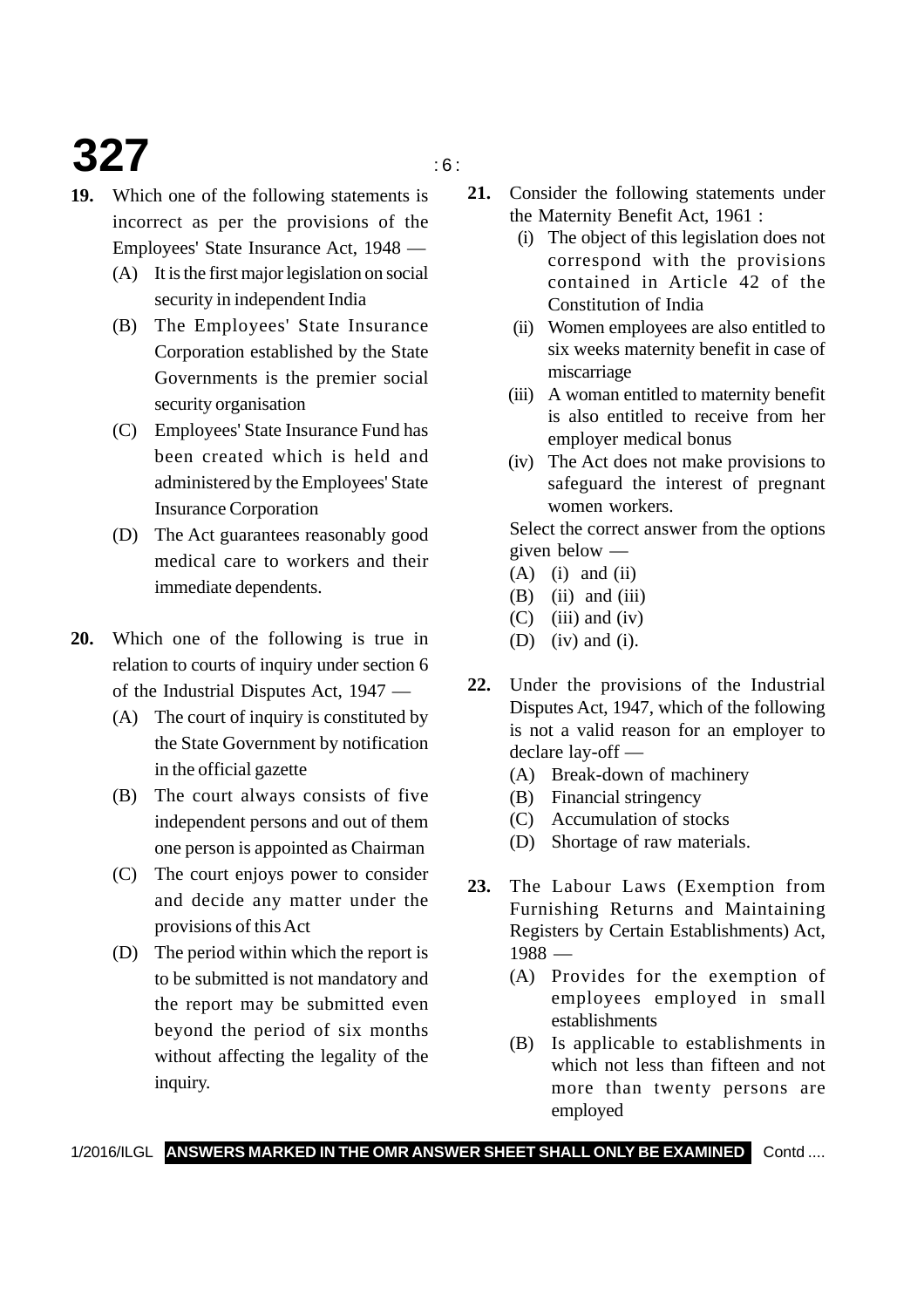**19.** Which one of the following statements is incorrect as per the provisions of the Employees' State Insurance Act, 1948 —

(A) It is the first major legislation on social security in independent India

(B) The Employees' State Insurance Corporation established by the State Governments is the premier social security organisation

(C) Employees' State Insurance Fund has been created which is held and administered by the Employees' State Insurance Corporation

(D) The Act guarantees reasonably good medical care to workers and their immediate dependents.

**20.** Which one of the following is true in relation to courts of inquiry under section 6 of the Industrial Disputes Act, 1947 —

(A) The court of inquiry is constituted by the State Government by notification in the official gazette

(B) The court always consists of five independent persons and out of them one person is appointed as Chairman

(C) The court enjoys power to consider and decide any matter under the provisions of this Act

(D) The period within which the report is to be submitted is not mandatory and the report may be submitted even beyond the period of six months without affecting the legality of the inquiry.

**21.** Consider the following statements under the Maternity Benefit Act, 1961 :

(i) The object of this legislation does not correspond with the provisions contained in Article 42 of the Constitution of India

(ii) Women employees are also entitled to six weeks maternity benefit in case of miscarriage

(iii) A woman entitled to maternity benefit is also entitled to receive from her employer medical bonus

(iv) The Act does not make provisions to safeguard the interest of pregnant women workers.

Select the correct answer from the options given below —

(A) (i) and (ii)

(B) (ii) and (iii)

(C) (iii) and (iv)

(D) (iv) and (i).

**22.** Under the provisions of the Industrial Disputes Act, 1947, which of the following is not a valid reason for an employer to declare lay-off —

(A) Break-down of machinery

(B) Financial stringency

(C) Accumulation of stocks

(D) Shortage of raw materials.

**23.** The Labour Laws (Exemption from Furnishing Returns and Maintaining Registers by Certain Establishments) Act, 1988 —

(A) Provides for the exemption of employees employed in small establishments

(B) Is applicable to establishments in which not less than fifteen and not more than twenty persons are employed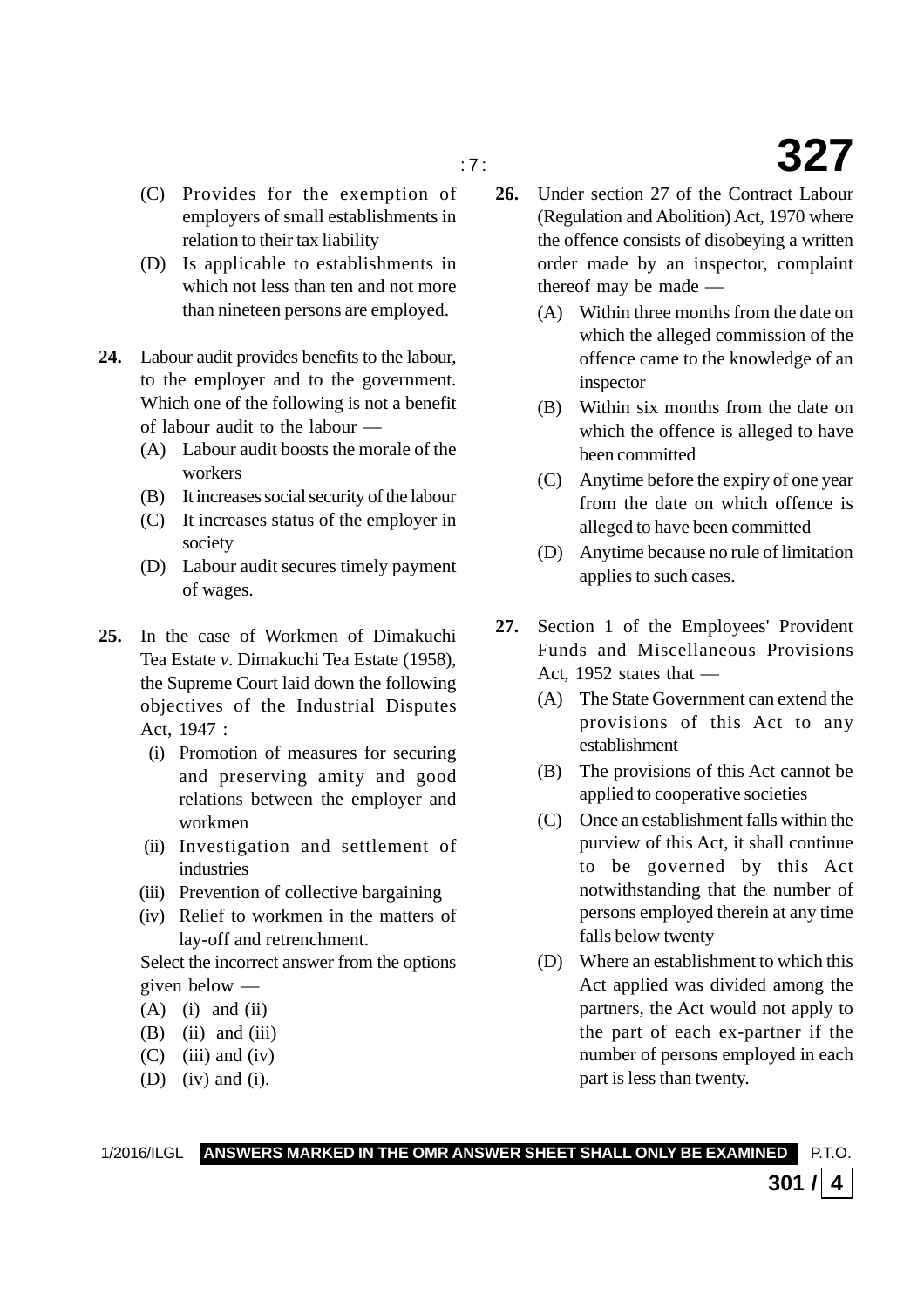(C) Provides for the exemption of employers of small establishments in relation to their tax liability

(D) Is applicable to establishments in which not less than ten and not more than nineteen persons are employed.

**24.** Labour audit provides benefits to the labour, to the employer and to the government. Which one of the following is not a benefit of labour audit to the labour —

(A) Labour audit boosts the morale of the workers

(B) It increases social security of the labour

(C) It increases status of the employer in society

(D) Labour audit secures timely payment of wages.

**25.** In the case of Workmen of Dimakuchi Tea Estate *v*. Dimakuchi Tea Estate (1958), the Supreme Court laid down the following objectives of the Industrial Disputes Act, 1947 :

(i) Promotion of measures for securing and preserving amity and good relations between the employer and workmen

(ii) Investigation and settlement of industries

(iii) Prevention of collective bargaining

(iv) Relief to workmen in the matters of lay-off and retrenchment.

Select the incorrect answer from the options given below —

(A) (i) and (ii)

(B) (ii) and (iii)

(C) (iii) and (iv)

(D) (iv) and (i).

**26.** Under section 27 of the Contract Labour (Regulation and Abolition) Act, 1970 where the offence consists of disobeying a written order made by an inspector, complaint thereof may be made —

(A) Within three months from the date on which the alleged commission of the offence came to the knowledge of an inspector

(B) Within six months from the date on which the offence is alleged to have been committed

(C) Anytime before the expiry of one year from the date on which offence is alleged to have been committed

(D) Anytime because no rule of limitation applies to such cases.

**27.** Section 1 of the Employees' Provident Funds and Miscellaneous Provisions Act, 1952 states that —

(A) The State Government can extend the provisions of this Act to any establishment

(B) The provisions of this Act cannot be applied to cooperative societies

(C) Once an establishment falls within the purview of this Act, it shall continue to be governed by this Act notwithstanding that the number of persons employed therein at any time falls below twenty

(D) Where an establishment to which this Act applied was divided among the partners, the Act would not apply to the part of each ex-partner if the number of persons employed in each part is less than twenty.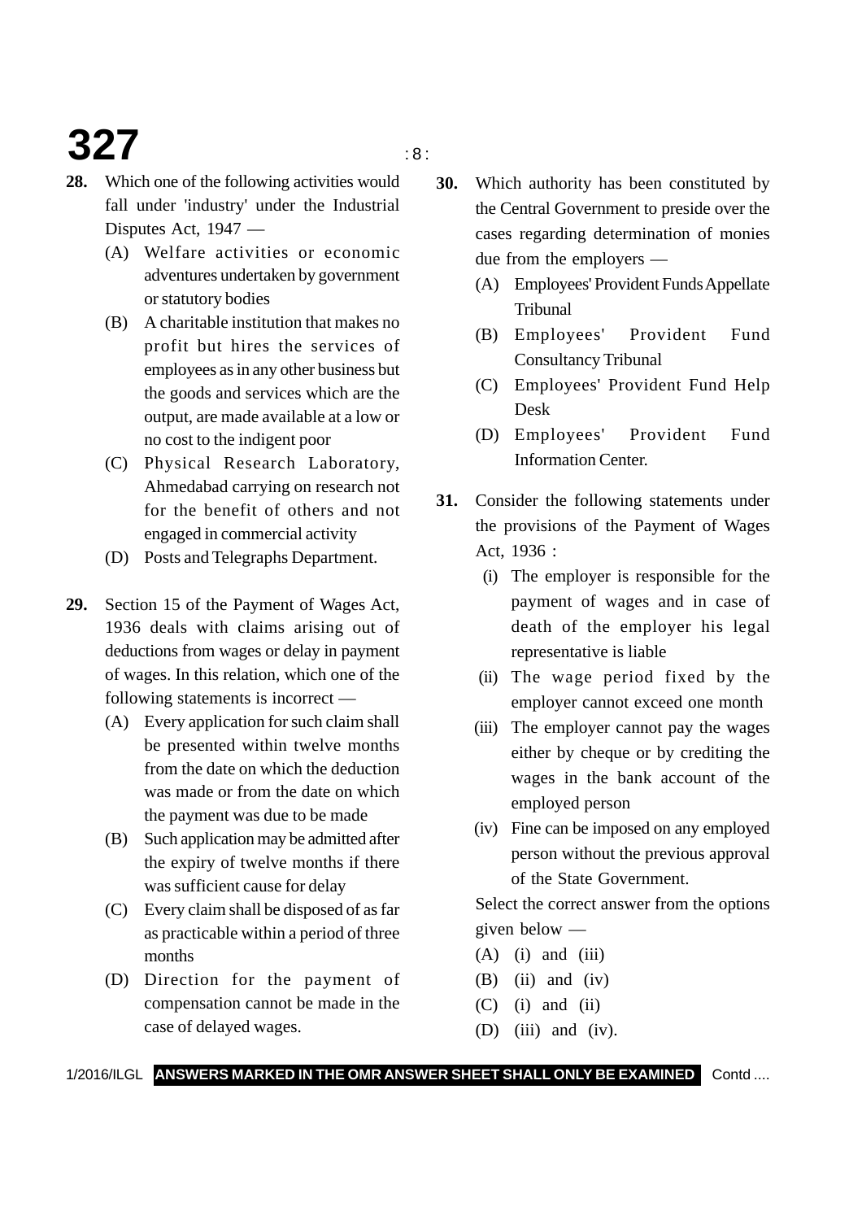**28.** Which one of the following activities would fall under 'industry' under the Industrial Disputes Act, 1947 —

(A) Welfare activities or economic adventures undertaken by government or statutory bodies

(B) A charitable institution that makes no profit but hires the services of employees as in any other business but the goods and services which are the output, are made available at a low or no cost to the indigent poor

(C) Physical Research Laboratory, Ahmedabad carrying on research not for the benefit of others and not engaged in commercial activity

(D) Posts and Telegraphs Department.

**29.** Section 15 of the Payment of Wages Act, 1936 deals with claims arising out of deductions from wages or delay in payment of wages. In this relation, which one of the following statements is incorrect —

(A) Every application for such claim shall be presented within twelve months from the date on which the deduction was made or from the date on which the payment was due to be made

(B) Such application may be admitted after the expiry of twelve months if there was sufficient cause for delay

(C) Every claim shall be disposed of as far as practicable within a period of three months

(D) Direction for the payment of compensation cannot be made in the case of delayed wages.

**30.** Which authority has been constituted by the Central Government to preside over the cases regarding determination of monies due from the employers —

(A) Employees' Provident Funds Appellate Tribunal

(B) Employees' Provident Fund Consultancy Tribunal

(C) Employees' Provident Fund Help Desk

(D) Employees' Provident Fund Information Center.

**31.** Consider the following statements under the provisions of the Payment of Wages Act, 1936 :

(i) The employer is responsible for the payment of wages and in case of death of the employer his legal representative is liable

(ii) The wage period fixed by the employer cannot exceed one month

(iii) The employer cannot pay the wages either by cheque or by crediting the wages in the bank account of the employed person

(iv) Fine can be imposed on any employed person without the previous approval of the State Government.

Select the correct answer from the options given below —

(A) (i) and (iii)

(B) (ii) and (iv)

(C) (i) and (ii)

(D) (iii) and (iv).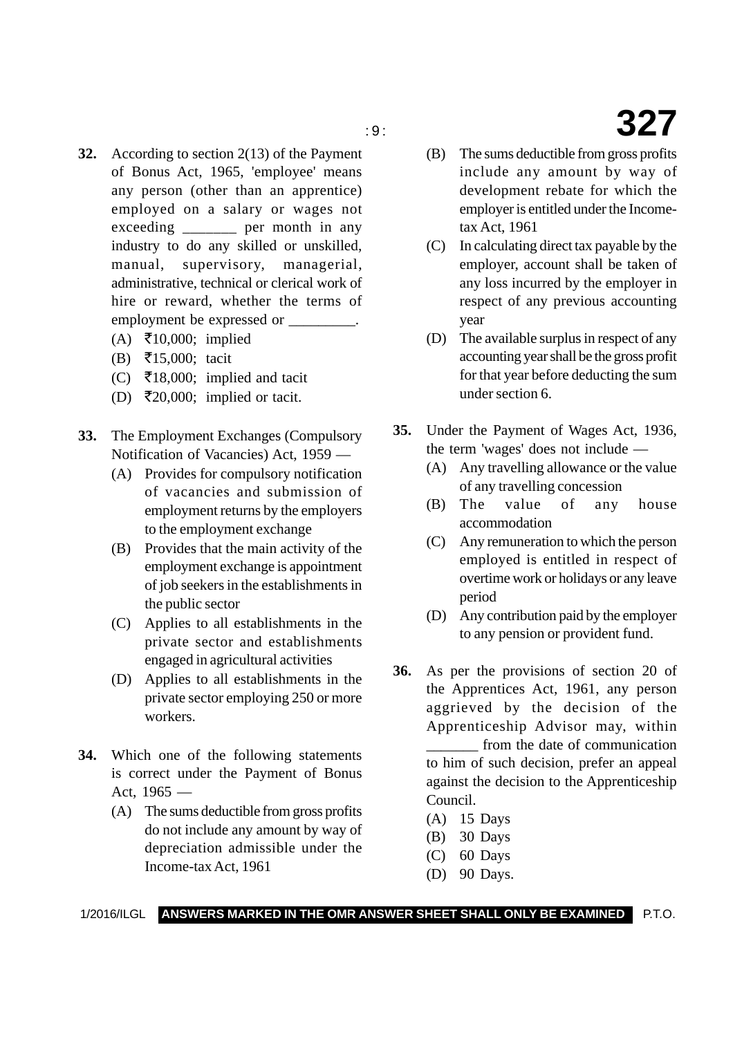**32.** According to section 2(13) of the Payment of Bonus Act, 1965, 'employee' means any person (other than an apprentice) employed on a salary or wages not exceeding _______ per month in any industry to do any skilled or unskilled, manual, supervisory, managerial, administrative, technical or clerical work of hire or reward, whether the terms of employment be expressed or _________.

(A) ₹10,000; implied

(B) ₹15,000; tacit

(C) ₹18,000; implied and tacit

(D) ₹20,000; implied or tacit.

**33.** The Employment Exchanges (Compulsory Notification of Vacancies) Act, 1959 —

(A) Provides for compulsory notification of vacancies and submission of employment returns by the employers to the employment exchange

(B) Provides that the main activity of the employment exchange is appointment of job seekers in the establishments in the public sector

(C) Applies to all establishments in the private sector and establishments engaged in agricultural activities

(D) Applies to all establishments in the private sector employing 250 or more workers.

**34.** Which one of the following statements is correct under the Payment of Bonus Act, 1965 —

(A) The sums deductible from gross profits do not include any amount by way of depreciation admissible under the Income-tax Act, 1961

(B) The sums deductible from gross profits include any amount by way of development rebate for which the employer is entitled under the Income-tax Act, 1961

(C) In calculating direct tax payable by the employer, account shall be taken of any loss incurred by the employer in respect of any previous accounting year

(D) The available surplus in respect of any accounting year shall be the gross profit for that year before deducting the sum under section 6.

**35.** Under the Payment of Wages Act, 1936, the term 'wages' does not include —

(A) Any travelling allowance or the value of any travelling concession

(B) The value of any house accommodation

(C) Any remuneration to which the person employed is entitled in respect of overtime work or holidays or any leave period

(D) Any contribution paid by the employer to any pension or provident fund.

**36.** As per the provisions of section 20 of the Apprentices Act, 1961, any person aggrieved by the decision of the Apprenticeship Advisor may, within _______ from the date of communication to him of such decision, prefer an appeal against the decision to the Apprenticeship Council.

(A) 15 Days

(B) 30 Days

(C) 60 Days

(D) 90 Days.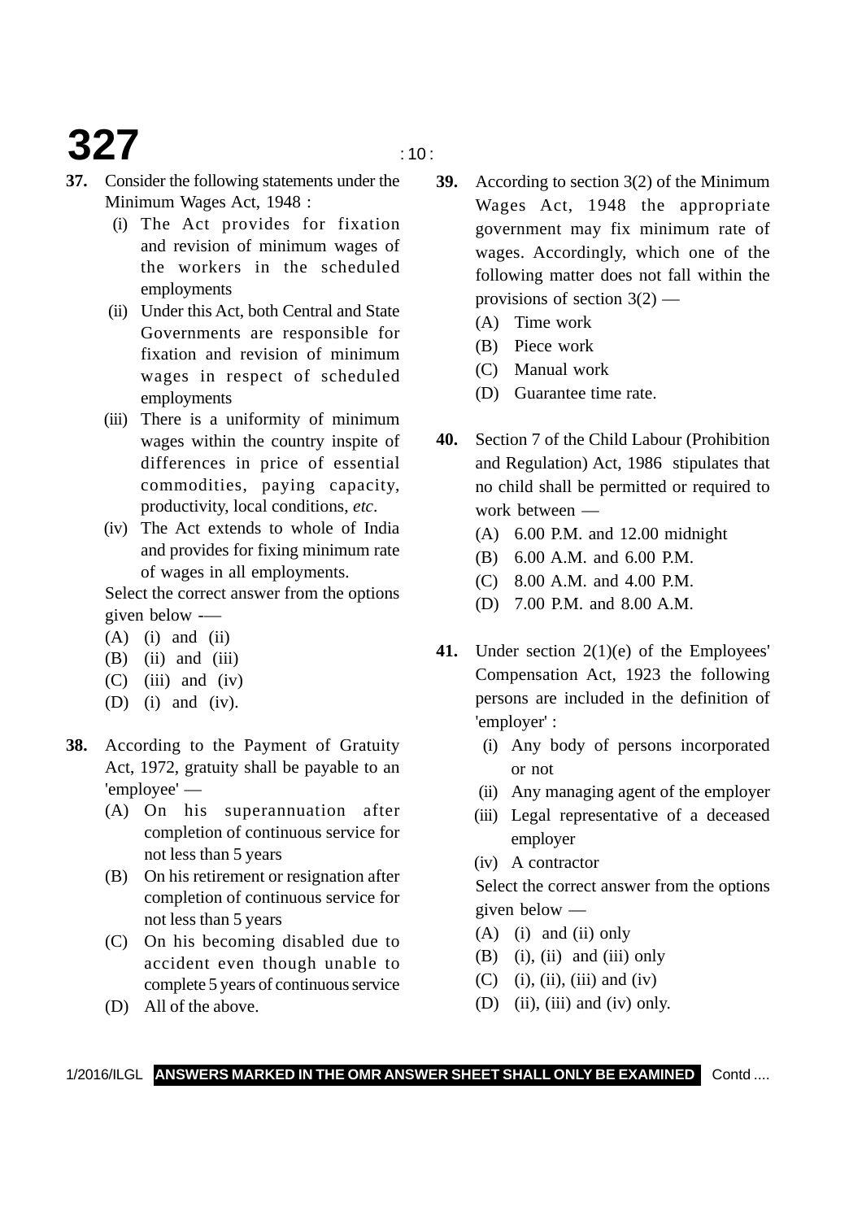**37.** Consider the following statements under the Minimum Wages Act, 1948 :

(i) The Act provides for fixation and revision of minimum wages of the workers in the scheduled employments

(ii) Under this Act, both Central and State Governments are responsible for fixation and revision of minimum wages in respect of scheduled employments

(iii) There is a uniformity of minimum wages within the country inspite of differences in price of essential commodities, paying capacity, productivity, local conditions, *etc*.

(iv) The Act extends to whole of India and provides for fixing minimum rate of wages in all employments.

Select the correct answer from the options given below -—

(A) (i) and (ii)

(B) (ii) and (iii)

(C) (iii) and (iv)

(D) (i) and (iv).

**38.** According to the Payment of Gratuity Act, 1972, gratuity shall be payable to an 'employee' —

(A) On his superannuation after completion of continuous service for not less than 5 years

(B) On his retirement or resignation after completion of continuous service for not less than 5 years

(C) On his becoming disabled due to accident even though unable to complete 5 years of continuous service

(D) All of the above.

**39.** According to section 3(2) of the Minimum Wages Act, 1948 the appropriate government may fix minimum rate of wages. Accordingly, which one of the following matter does not fall within the provisions of section 3(2) —

(A) Time work

(B) Piece work

(C) Manual work

(D) Guarantee time rate.

**40.** Section 7 of the Child Labour (Prohibition and Regulation) Act, 1986 stipulates that no child shall be permitted or required to work between —

(A) 6.00 P.M. and 12.00 midnight

(B) 6.00 A.M. and 6.00 P.M.

(C) 8.00 A.M. and 4.00 P.M.

(D) 7.00 P.M. and 8.00 A.M.

**41.** Under section 2(1)(e) of the Employees' Compensation Act, 1923 the following persons are included in the definition of 'employer' :

(i) Any body of persons incorporated or not

(ii) Any managing agent of the employer

(iii) Legal representative of a deceased employer

(iv) A contractor

Select the correct answer from the options given below —

(A) (i) and (ii) only

(B) (i), (ii) and (iii) only

(C) (i), (ii), (iii) and (iv)

(D) (ii), (iii) and (iv) only.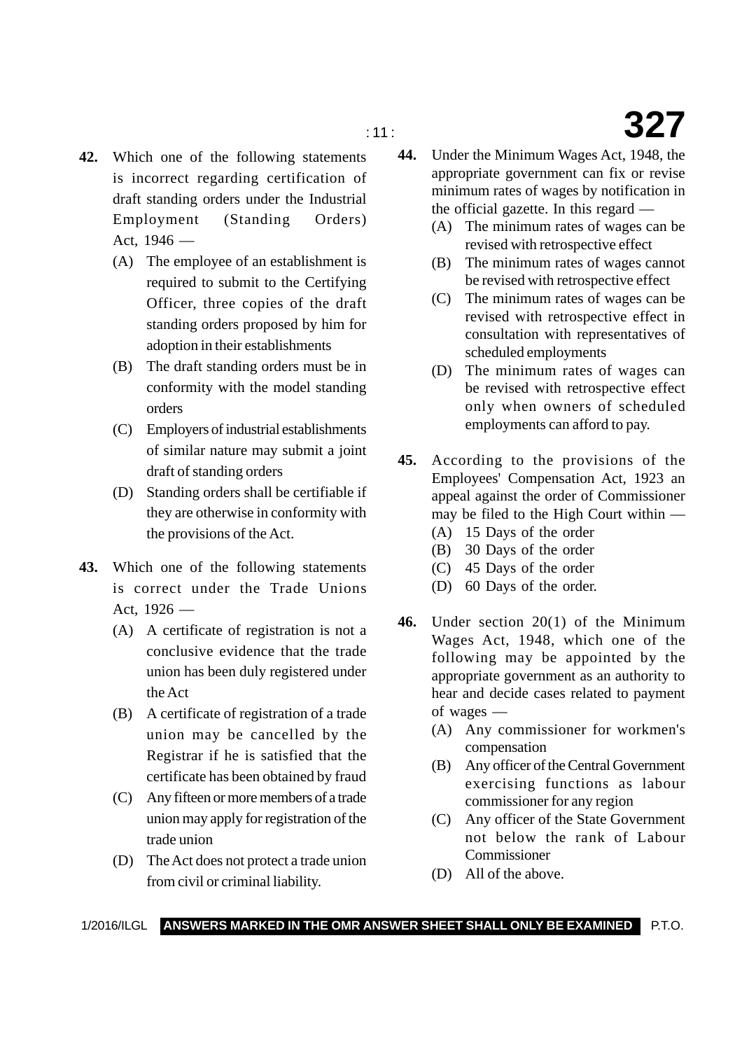**42.** Which one of the following statements is incorrect regarding certification of draft standing orders under the Industrial Employment (Standing Orders) Act, 1946 —

(A) The employee of an establishment is required to submit to the Certifying Officer, three copies of the draft standing orders proposed by him for adoption in their establishments

(B) The draft standing orders must be in conformity with the model standing orders

(C) Employers of industrial establishments of similar nature may submit a joint draft of standing orders

(D) Standing orders shall be certifiable if they are otherwise in conformity with the provisions of the Act.

**43.** Which one of the following statements is correct under the Trade Unions Act, 1926 —

(A) A certificate of registration is not a conclusive evidence that the trade union has been duly registered under the Act

(B) A certificate of registration of a trade union may be cancelled by the Registrar if he is satisfied that the certificate has been obtained by fraud

(C) Any fifteen or more members of a trade union may apply for registration of the trade union

(D) The Act does not protect a trade union from civil or criminal liability.

**44.** Under the Minimum Wages Act, 1948, the appropriate government can fix or revise minimum rates of wages by notification in the official gazette. In this regard —

(A) The minimum rates of wages can be revised with retrospective effect

(B) The minimum rates of wages cannot be revised with retrospective effect

(C) The minimum rates of wages can be revised with retrospective effect in consultation with representatives of scheduled employments

(D) The minimum rates of wages can be revised with retrospective effect only when owners of scheduled employments can afford to pay.

**45.** According to the provisions of the Employees' Compensation Act, 1923 an appeal against the order of Commissioner may be filed to the High Court within —

(A) 15 Days of the order

(B) 30 Days of the order

(C) 45 Days of the order

(D) 60 Days of the order.

**46.** Under section 20(1) of the Minimum Wages Act, 1948, which one of the following may be appointed by the appropriate government as an authority to hear and decide cases related to payment of wages —

(A) Any commissioner for workmen's compensation

(B) Any officer of the Central Government exercising functions as labour commissioner for any region

(C) Any officer of the State Government not below the rank of Labour Commissioner

(D) All of the above.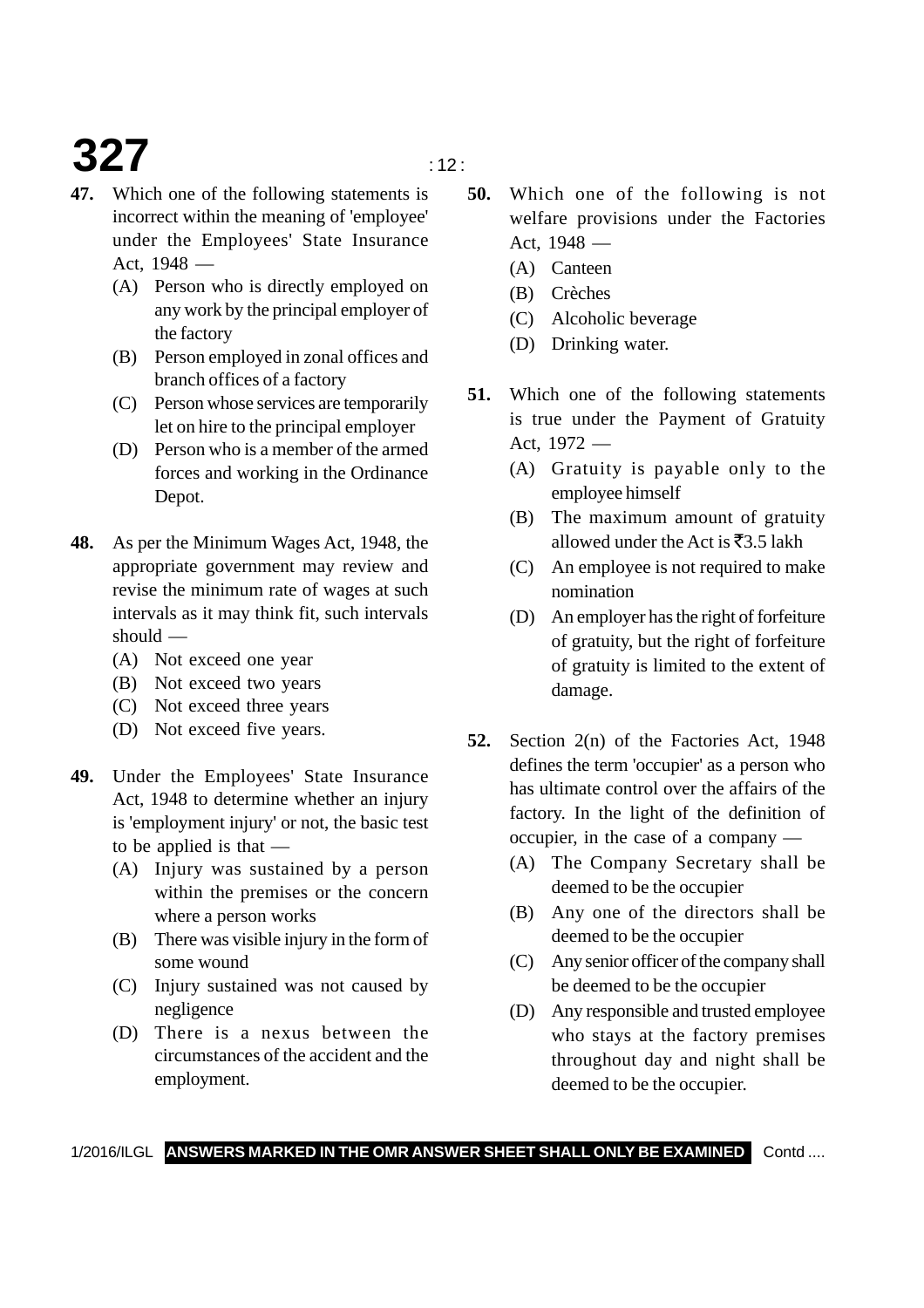**47.** Which one of the following statements is incorrect within the meaning of 'employee' under the Employees' State Insurance Act, 1948 —

(A) Person who is directly employed on any work by the principal employer of the factory

(B) Person employed in zonal offices and branch offices of a factory

(C) Person whose services are temporarily let on hire to the principal employer

(D) Person who is a member of the armed forces and working in the Ordinance Depot.

**48.** As per the Minimum Wages Act, 1948, the appropriate government may review and revise the minimum rate of wages at such intervals as it may think fit, such intervals should —

(A) Not exceed one year

(B) Not exceed two years

(C) Not exceed three years

(D) Not exceed five years.

**49.** Under the Employees' State Insurance Act, 1948 to determine whether an injury is 'employment injury' or not, the basic test to be applied is that —

(A) Injury was sustained by a person within the premises or the concern where a person works

(B) There was visible injury in the form of some wound

(C) Injury sustained was not caused by negligence

(D) There is a nexus between the circumstances of the accident and the employment.

**50.** Which one of the following is not welfare provisions under the Factories Act, 1948 —

(A) Canteen

(B) Crèches

(C) Alcoholic beverage

(D) Drinking water.

**51.** Which one of the following statements is true under the Payment of Gratuity Act, 1972 —

(A) Gratuity is payable only to the employee himself

(B) The maximum amount of gratuity allowed under the Act is ₹3.5 lakh

(C) An employee is not required to make nomination

(D) An employer has the right of forfeiture of gratuity, but the right of forfeiture of gratuity is limited to the extent of damage.

**52.** Section 2(n) of the Factories Act, 1948 defines the term 'occupier' as a person who has ultimate control over the affairs of the factory. In the light of the definition of occupier, in the case of a company —

(A) The Company Secretary shall be deemed to be the occupier

(B) Any one of the directors shall be deemed to be the occupier

(C) Any senior officer of the company shall be deemed to be the occupier

(D) Any responsible and trusted employee who stays at the factory premises throughout day and night shall be deemed to be the occupier.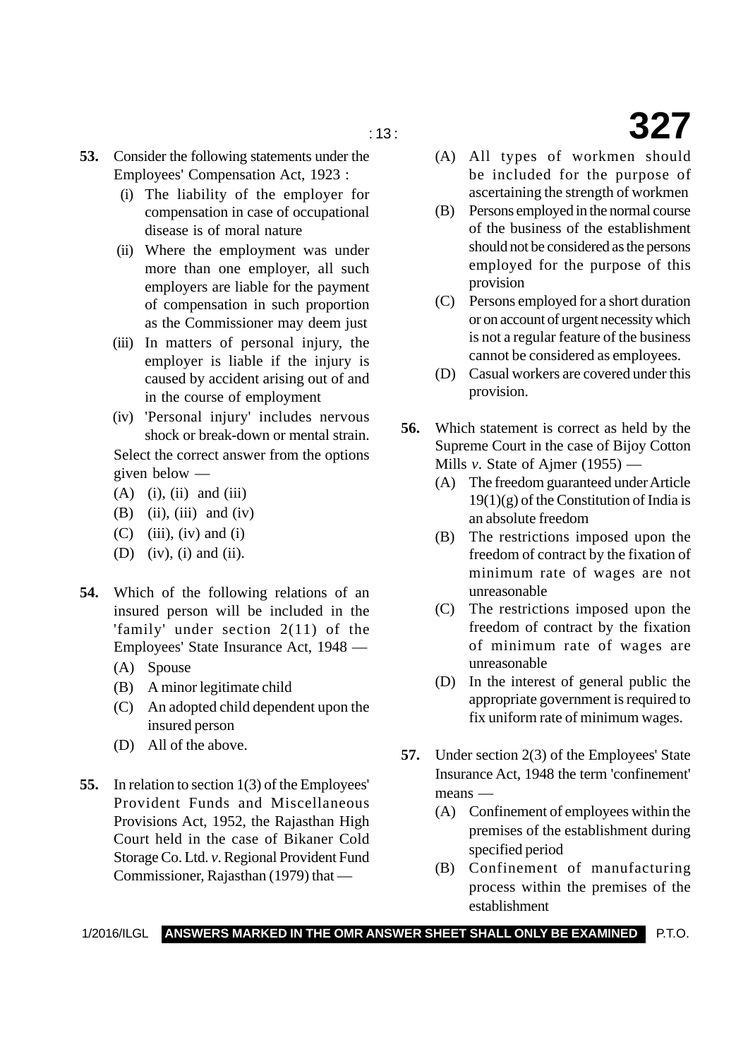**53.** Consider the following statements under the Employees' Compensation Act, 1923 :

(i) The liability of the employer for compensation in case of occupational disease is of moral nature

(ii) Where the employment was under more than one employer, all such employers are liable for the payment of compensation in such proportion as the Commissioner may deem just

(iii) In matters of personal injury, the employer is liable if the injury is caused by accident arising out of and in the course of employment

(iv) 'Personal injury' includes nervous shock or break-down or mental strain.

Select the correct answer from the options given below —

(A) (i), (ii) and (iii)

(B) (ii), (iii) and (iv)

(C) (iii), (iv) and (i)

(D) (iv), (i) and (ii).

**54.** Which of the following relations of an insured person will be included in the 'family' under section 2(11) of the Employees' State Insurance Act, 1948 —

(A) Spouse

(B) A minor legitimate child

(C) An adopted child dependent upon the insured person

(D) All of the above.

**55.** In relation to section 1(3) of the Employees' Provident Funds and Miscellaneous Provisions Act, 1952, the Rajasthan High Court held in the case of Bikaner Cold Storage Co. Ltd. *v.* Regional Provident Fund Commissioner, Rajasthan (1979) that —

(A) All types of workmen should be included for the purpose of ascertaining the strength of workmen

(B) Persons employed in the normal course of the business of the establishment should not be considered as the persons employed for the purpose of this provision

(C) Persons employed for a short duration or on account of urgent necessity which is not a regular feature of the business cannot be considered as employees.

(D) Casual workers are covered under this provision.

**56.** Which statement is correct as held by the Supreme Court in the case of Bijoy Cotton Mills *v.* State of Ajmer (1955) —

(A) The freedom guaranteed under Article 19(1)(g) of the Constitution of India is an absolute freedom

(B) The restrictions imposed upon the freedom of contract by the fixation of minimum rate of wages are not unreasonable

(C) The restrictions imposed upon the freedom of contract by the fixation of minimum rate of wages are unreasonable

(D) In the interest of general public the appropriate government is required to fix uniform rate of minimum wages.

**57.** Under section 2(3) of the Employees' State Insurance Act, 1948 the term 'confinement' means —

(A) Confinement of employees within the premises of the establishment during specified period

(B) Confinement of manufacturing process within the premises of the establishment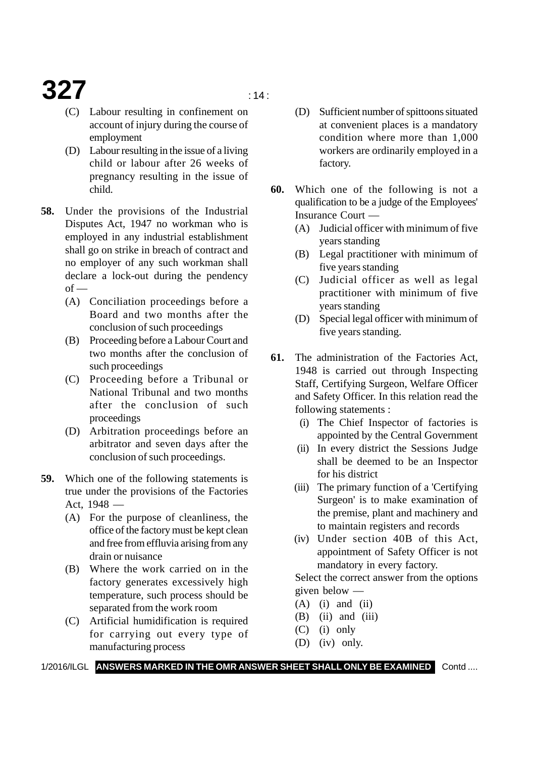(C) Labour resulting in confinement on account of injury during the course of employment

(D) Labour resulting in the issue of a living child or labour after 26 weeks of pregnancy resulting in the issue of child.

**58.** Under the provisions of the Industrial Disputes Act, 1947 no workman who is employed in any industrial establishment shall go on strike in breach of contract and no employer of any such workman shall declare a lock-out during the pendency of —

(A) Conciliation proceedings before a Board and two months after the conclusion of such proceedings

(B) Proceeding before a Labour Court and two months after the conclusion of such proceedings

(C) Proceeding before a Tribunal or National Tribunal and two months after the conclusion of such proceedings

(D) Arbitration proceedings before an arbitrator and seven days after the conclusion of such proceedings.

**59.** Which one of the following statements is true under the provisions of the Factories Act, 1948 —

(A) For the purpose of cleanliness, the office of the factory must be kept clean and free from effluvia arising from any drain or nuisance

(B) Where the work carried on in the factory generates excessively high temperature, such process should be separated from the work room

(C) Artificial humidification is required for carrying out every type of manufacturing process

(D) Sufficient number of spittoons situated at convenient places is a mandatory condition where more than 1,000 workers are ordinarily employed in a factory.

**60.** Which one of the following is not a qualification to be a judge of the Employees' Insurance Court —

(A) Judicial officer with minimum of five years standing

(B) Legal practitioner with minimum of five years standing

(C) Judicial officer as well as legal practitioner with minimum of five years standing

(D) Special legal officer with minimum of five years standing.

**61.** The administration of the Factories Act, 1948 is carried out through Inspecting Staff, Certifying Surgeon, Welfare Officer and Safety Officer. In this relation read the following statements :

(i) The Chief Inspector of factories is appointed by the Central Government

(ii) In every district the Sessions Judge shall be deemed to be an Inspector for his district

(iii) The primary function of a 'Certifying Surgeon' is to make examination of the premise, plant and machinery and to maintain registers and records

(iv) Under section 40B of this Act, appointment of Safety Officer is not mandatory in every factory.

Select the correct answer from the options given below —

(A) (i) and (ii)

(B) (ii) and (iii)

(C) (i) only

(D) (iv) only.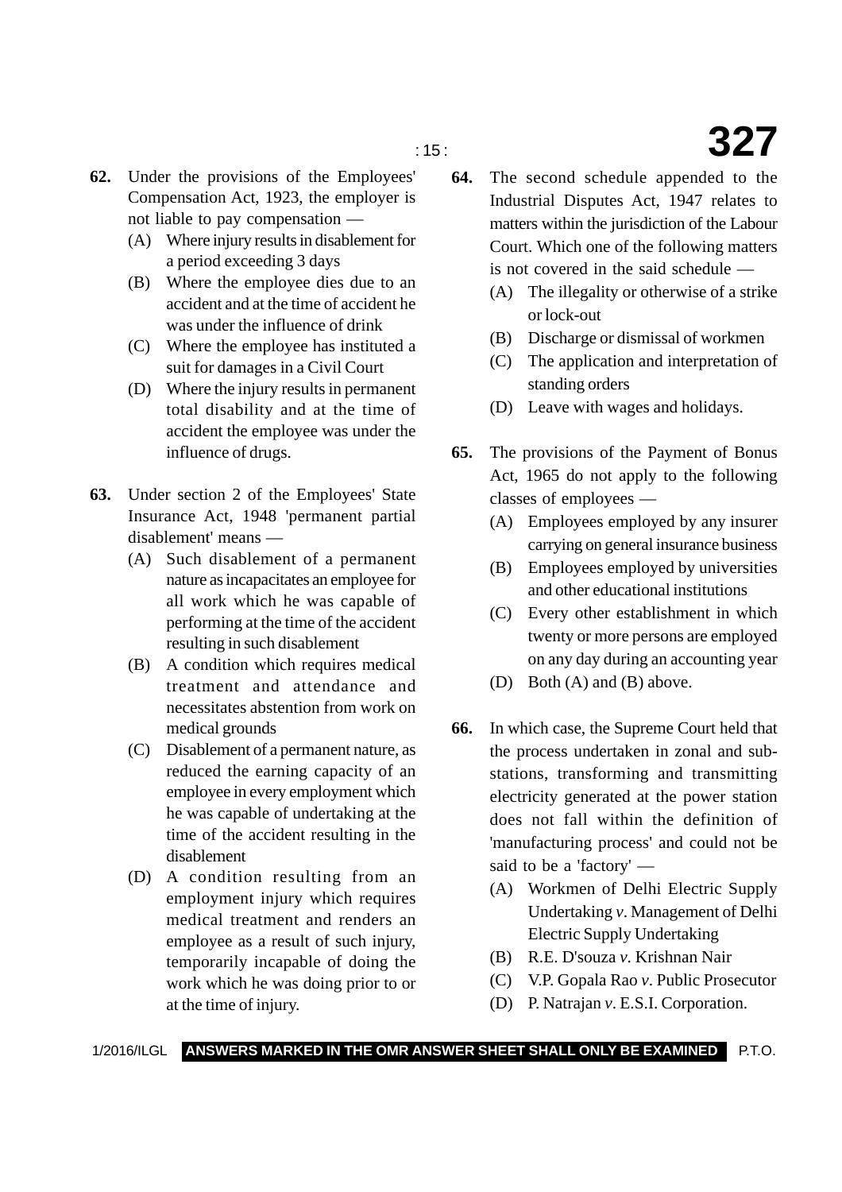**62.** Under the provisions of the Employees' Compensation Act, 1923, the employer is not liable to pay compensation —

(A) Where injury results in disablement for a period exceeding 3 days

(B) Where the employee dies due to an accident and at the time of accident he was under the influence of drink

(C) Where the employee has instituted a suit for damages in a Civil Court

(D) Where the injury results in permanent total disability and at the time of accident the employee was under the influence of drugs.

**63.** Under section 2 of the Employees' State Insurance Act, 1948 'permanent partial disablement' means —

(A) Such disablement of a permanent nature as incapacitates an employee for all work which he was capable of performing at the time of the accident resulting in such disablement

(B) A condition which requires medical treatment and attendance and necessitates abstention from work on medical grounds

(C) Disablement of a permanent nature, as reduced the earning capacity of an employee in every employment which he was capable of undertaking at the time of the accident resulting in the disablement

(D) A condition resulting from an employment injury which requires medical treatment and renders an employee as a result of such injury, temporarily incapable of doing the work which he was doing prior to or at the time of injury.

**64.** The second schedule appended to the Industrial Disputes Act, 1947 relates to matters within the jurisdiction of the Labour Court. Which one of the following matters is not covered in the said schedule —

(A) The illegality or otherwise of a strike or lock-out

(B) Discharge or dismissal of workmen

(C) The application and interpretation of standing orders

(D) Leave with wages and holidays.

**65.** The provisions of the Payment of Bonus Act, 1965 do not apply to the following classes of employees —

(A) Employees employed by any insurer carrying on general insurance business

(B) Employees employed by universities and other educational institutions

(C) Every other establishment in which twenty or more persons are employed on any day during an accounting year

(D) Both (A) and (B) above.

**66.** In which case, the Supreme Court held that the process undertaken in zonal and sub-stations, transforming and transmitting electricity generated at the power station does not fall within the definition of 'manufacturing process' and could not be said to be a 'factory' —

(A) Workmen of Delhi Electric Supply Undertaking *v.* Management of Delhi Electric Supply Undertaking

(B) R.E. D'souza *v.* Krishnan Nair

(C) V.P. Gopala Rao *v.* Public Prosecutor

(D) P. Natrajan *v.* E.S.I. Corporation.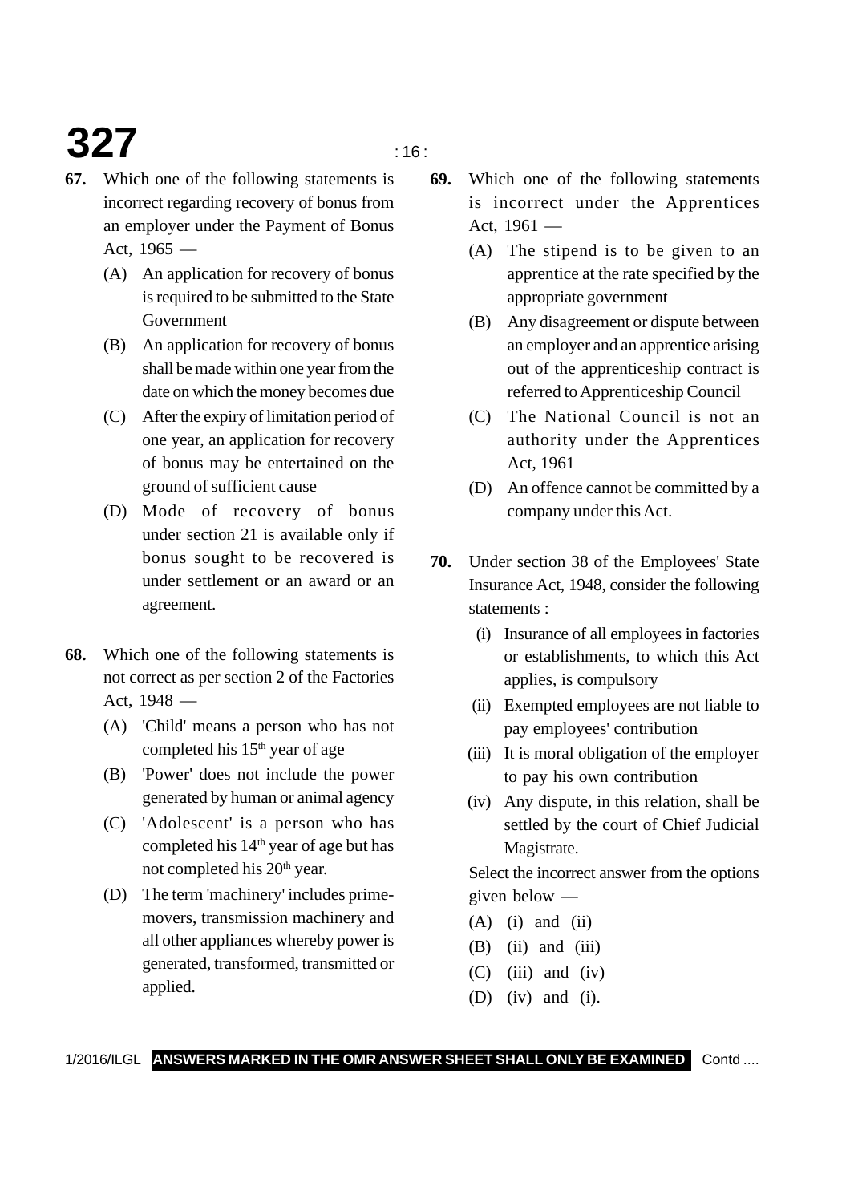**67.** Which one of the following statements is incorrect regarding recovery of bonus from an employer under the Payment of Bonus Act, 1965 —

(A) An application for recovery of bonus is required to be submitted to the State Government

(B) An application for recovery of bonus shall be made within one year from the date on which the money becomes due

(C) After the expiry of limitation period of one year, an application for recovery of bonus may be entertained on the ground of sufficient cause

(D) Mode of recovery of bonus under section 21 is available only if bonus sought to be recovered is under settlement or an award or an agreement.

**68.** Which one of the following statements is not correct as per section 2 of the Factories Act, 1948 —

(A) 'Child' means a person who has not completed his 15th year of age

(B) 'Power' does not include the power generated by human or animal agency

(C) 'Adolescent' is a person who has completed his 14th year of age but has not completed his 20th year.

(D) The term 'machinery' includes prime-movers, transmission machinery and all other appliances whereby power is generated, transformed, transmitted or applied.

**69.** Which one of the following statements is incorrect under the Apprentices Act, 1961 —

(A) The stipend is to be given to an apprentice at the rate specified by the appropriate government

(B) Any disagreement or dispute between an employer and an apprentice arising out of the apprenticeship contract is referred to Apprenticeship Council

(C) The National Council is not an authority under the Apprentices Act, 1961

(D) An offence cannot be committed by a company under this Act.

**70.** Under section 38 of the Employees' State Insurance Act, 1948, consider the following statements :

(i) Insurance of all employees in factories or establishments, to which this Act applies, is compulsory

(ii) Exempted employees are not liable to pay employees' contribution

(iii) It is moral obligation of the employer to pay his own contribution

(iv) Any dispute, in this relation, shall be settled by the court of Chief Judicial Magistrate.

Select the incorrect answer from the options given below —

(A) (i) and (ii)

(B) (ii) and (iii)

(C) (iii) and (iv)

(D) (iv) and (i).

1/2016/ILGL **ANSWERS MARKED IN THE OMR ANSWER SHEET SHALL ONLY BE EXAMINED** Contd ....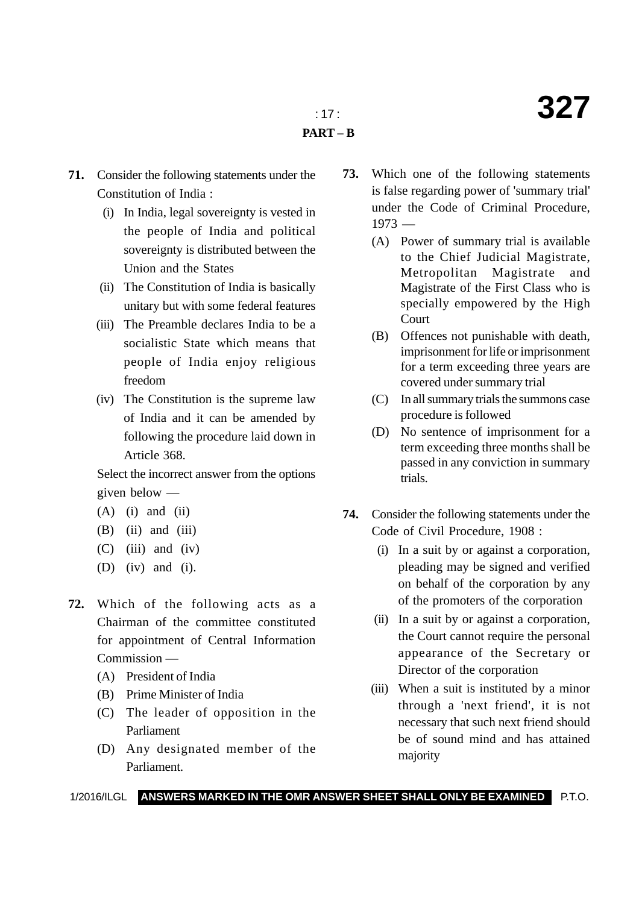## PART – B

**71.** Consider the following statements under the Constitution of India :

(i) In India, legal sovereignty is vested in the people of India and political sovereignty is distributed between the Union and the States

(ii) The Constitution of India is basically unitary but with some federal features

(iii) The Preamble declares India to be a socialistic State which means that people of India enjoy religious freedom

(iv) The Constitution is the supreme law of India and it can be amended by following the procedure laid down in Article 368.

Select the incorrect answer from the options given below —

(A) (i) and (ii)

(B) (ii) and (iii)

(C) (iii) and (iv)

(D) (iv) and (i).

**72.** Which of the following acts as a Chairman of the committee constituted for appointment of Central Information Commission —

(A) President of India

(B) Prime Minister of India

(C) The leader of opposition in the Parliament

(D) Any designated member of the Parliament.

**73.** Which one of the following statements is false regarding power of 'summary trial' under the Code of Criminal Procedure, 1973 —

(A) Power of summary trial is available to the Chief Judicial Magistrate, Metropolitan Magistrate and Magistrate of the First Class who is specially empowered by the High Court

(B) Offences not punishable with death, imprisonment for life or imprisonment for a term exceeding three years are covered under summary trial

(C) In all summary trials the summons case procedure is followed

(D) No sentence of imprisonment for a term exceeding three months shall be passed in any conviction in summary trials.

**74.** Consider the following statements under the Code of Civil Procedure, 1908 :

(i) In a suit by or against a corporation, pleading may be signed and verified on behalf of the corporation by any of the promoters of the corporation

(ii) In a suit by or against a corporation, the Court cannot require the personal appearance of the Secretary or Director of the corporation

(iii) When a suit is instituted by a minor through a 'next friend', it is not necessary that such next friend should be of sound mind and has attained majority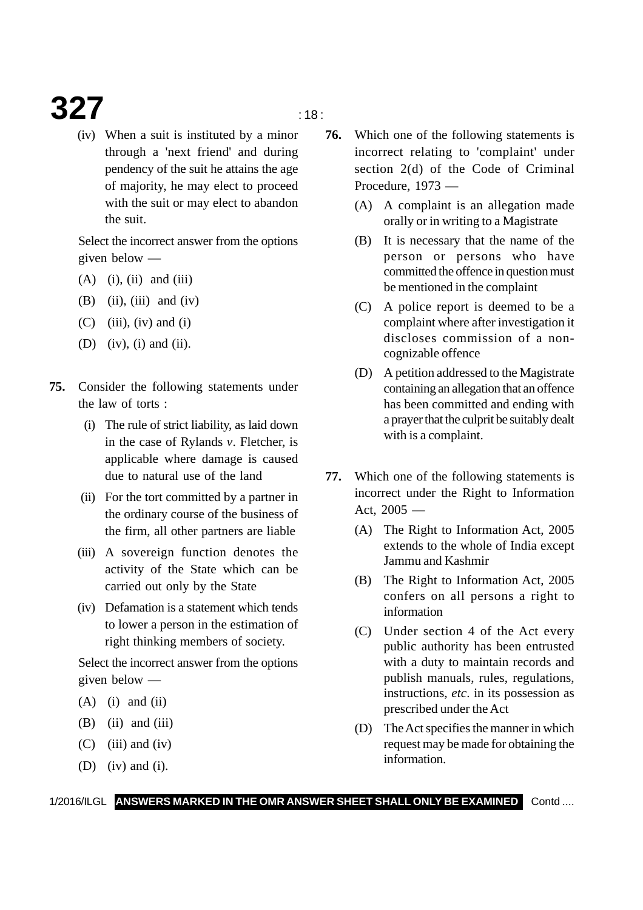(iv) When a suit is instituted by a minor through a 'next friend' and during pendency of the suit he attains the age of majority, he may elect to proceed with the suit or may elect to abandon the suit.

Select the incorrect answer from the options given below —

(A) (i), (ii) and (iii)

(B) (ii), (iii) and (iv)

(C) (iii), (iv) and (i)

(D) (iv), (i) and (ii).

**75.** Consider the following statements under the law of torts :

(i) The rule of strict liability, as laid down in the case of Rylands *v*. Fletcher, is applicable where damage is caused due to natural use of the land

(ii) For the tort committed by a partner in the ordinary course of the business of the firm, all other partners are liable

(iii) A sovereign function denotes the activity of the State which can be carried out only by the State

(iv) Defamation is a statement which tends to lower a person in the estimation of right thinking members of society.

Select the incorrect answer from the options given below —

(A) (i) and (ii)

(B) (ii) and (iii)

(C) (iii) and (iv)

(D) (iv) and (i).

**76.** Which one of the following statements is incorrect relating to 'complaint' under section 2(d) of the Code of Criminal Procedure, 1973 —

(A) A complaint is an allegation made orally or in writing to a Magistrate

(B) It is necessary that the name of the person or persons who have committed the offence in question must be mentioned in the complaint

(C) A police report is deemed to be a complaint where after investigation it discloses commission of a non-cognizable offence

(D) A petition addressed to the Magistrate containing an allegation that an offence has been committed and ending with a prayer that the culprit be suitably dealt with is a complaint.

**77.** Which one of the following statements is incorrect under the Right to Information Act, 2005 —

(A) The Right to Information Act, 2005 extends to the whole of India except Jammu and Kashmir

(B) The Right to Information Act, 2005 confers on all persons a right to information

(C) Under section 4 of the Act every public authority has been entrusted with a duty to maintain records and publish manuals, rules, regulations, instructions, *etc*. in its possession as prescribed under the Act

(D) The Act specifies the manner in which request may be made for obtaining the information.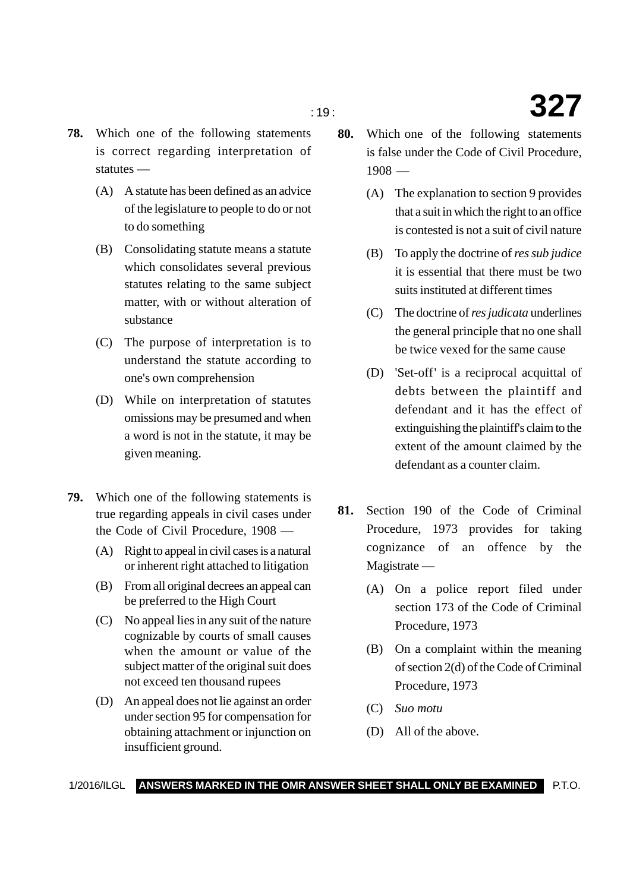**78.** Which one of the following statements is correct regarding interpretation of statutes —

(A) A statute has been defined as an advice of the legislature to people to do or not to do something

(B) Consolidating statute means a statute which consolidates several previous statutes relating to the same subject matter, with or without alteration of substance

(C) The purpose of interpretation is to understand the statute according to one's own comprehension

(D) While on interpretation of statutes omissions may be presumed and when a word is not in the statute, it may be given meaning.

**79.** Which one of the following statements is true regarding appeals in civil cases under the Code of Civil Procedure, 1908 —

(A) Right to appeal in civil cases is a natural or inherent right attached to litigation

(B) From all original decrees an appeal can be preferred to the High Court

(C) No appeal lies in any suit of the nature cognizable by courts of small causes when the amount or value of the subject matter of the original suit does not exceed ten thousand rupees

(D) An appeal does not lie against an order under section 95 for compensation for obtaining attachment or injunction on insufficient ground.

**80.** Which one of the following statements is false under the Code of Civil Procedure, 1908 —

(A) The explanation to section 9 provides that a suit in which the right to an office is contested is not a suit of civil nature

(B) To apply the doctrine of *res sub judice* it is essential that there must be two suits instituted at different times

(C) The doctrine of *res judicata* underlines the general principle that no one shall be twice vexed for the same cause

(D) 'Set-off' is a reciprocal acquittal of debts between the plaintiff and defendant and it has the effect of extinguishing the plaintiff's claim to the extent of the amount claimed by the defendant as a counter claim.

**81.** Section 190 of the Code of Criminal Procedure, 1973 provides for taking cognizance of an offence by the Magistrate —

(A) On a police report filed under section 173 of the Code of Criminal Procedure, 1973

(B) On a complaint within the meaning of section 2(d) of the Code of Criminal Procedure, 1973

(C) *Suo motu*

(D) All of the above.

1/2016/ILGL **ANSWERS MARKED IN THE OMR ANSWER SHEET SHALL ONLY BE EXAMINED** P.T.O.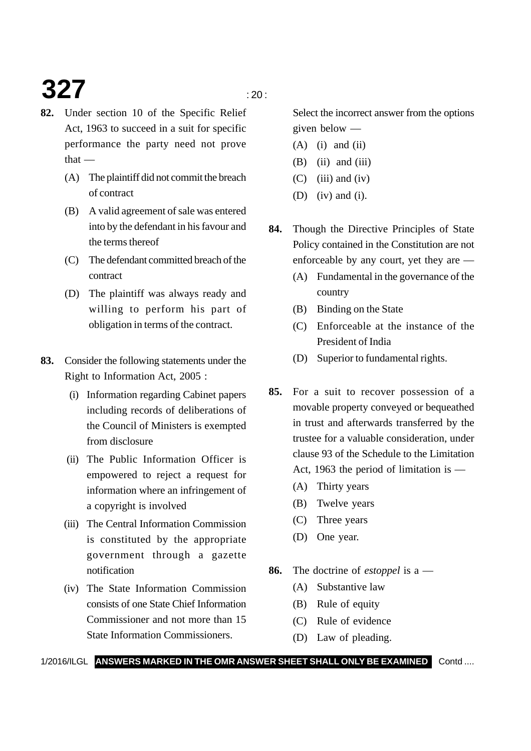**82.** Under section 10 of the Specific Relief Act, 1963 to succeed in a suit for specific performance the party need not prove that —

(A) The plaintiff did not commit the breach of contract

(B) A valid agreement of sale was entered into by the defendant in his favour and the terms thereof

(C) The defendant committed breach of the contract

(D) The plaintiff was always ready and willing to perform his part of obligation in terms of the contract.

**83.** Consider the following statements under the Right to Information Act, 2005 :

(i) Information regarding Cabinet papers including records of deliberations of the Council of Ministers is exempted from disclosure

(ii) The Public Information Officer is empowered to reject a request for information where an infringement of a copyright is involved

(iii) The Central Information Commission is constituted by the appropriate government through a gazette notification

(iv) The State Information Commission consists of one State Chief Information Commissioner and not more than 15 State Information Commissioners.

Select the incorrect answer from the options given below —

(A) (i) and (ii)

(B) (ii) and (iii)

(C) (iii) and (iv)

(D) (iv) and (i).

**84.** Though the Directive Principles of State Policy contained in the Constitution are not enforceable by any court, yet they are —

(A) Fundamental in the governance of the country

(B) Binding on the State

(C) Enforceable at the instance of the President of India

(D) Superior to fundamental rights.

**85.** For a suit to recover possession of a movable property conveyed or bequeathed in trust and afterwards transferred by the trustee for a valuable consideration, under clause 93 of the Schedule to the Limitation Act, 1963 the period of limitation is —

(A) Thirty years

(B) Twelve years

(C) Three years

(D) One year.

**86.** The doctrine of *estoppel* is a —

(A) Substantive law

(B) Rule of equity

(C) Rule of evidence

(D) Law of pleading.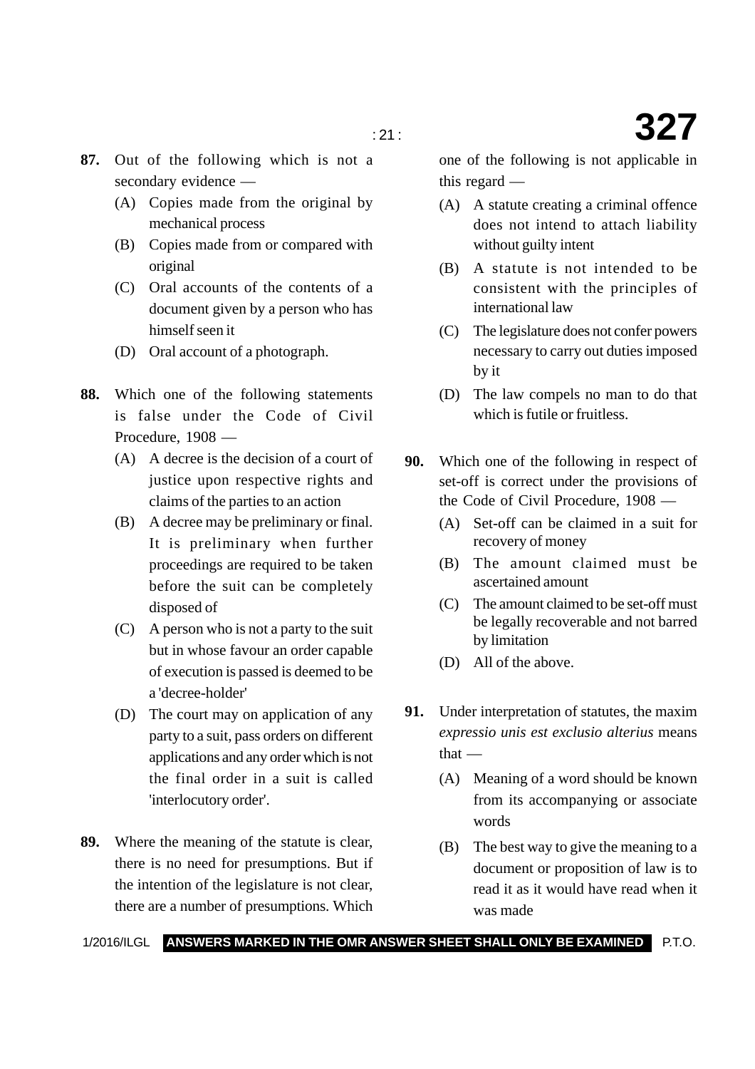**87.** Out of the following which is not a secondary evidence —

(A) Copies made from the original by mechanical process

(B) Copies made from or compared with original

(C) Oral accounts of the contents of a document given by a person who has himself seen it

(D) Oral account of a photograph.

**88.** Which one of the following statements is false under the Code of Civil Procedure, 1908 —

(A) A decree is the decision of a court of justice upon respective rights and claims of the parties to an action

(B) A decree may be preliminary or final. It is preliminary when further proceedings are required to be taken before the suit can be completely disposed of

(C) A person who is not a party to the suit but in whose favour an order capable of execution is passed is deemed to be a 'decree-holder'

(D) The court may on application of any party to a suit, pass orders on different applications and any order which is not the final order in a suit is called 'interlocutory order'.

**89.** Where the meaning of the statute is clear, there is no need for presumptions. But if the intention of the legislature is not clear, there are a number of presumptions. Which one of the following is not applicable in this regard —

(A) A statute creating a criminal offence does not intend to attach liability without guilty intent

(B) A statute is not intended to be consistent with the principles of international law

(C) The legislature does not confer powers necessary to carry out duties imposed by it

(D) The law compels no man to do that which is futile or fruitless.

**90.** Which one of the following in respect of set-off is correct under the provisions of the Code of Civil Procedure, 1908 —

(A) Set-off can be claimed in a suit for recovery of money

(B) The amount claimed must be ascertained amount

(C) The amount claimed to be set-off must be legally recoverable and not barred by limitation

(D) All of the above.

**91.** Under interpretation of statutes, the maxim *expressio unis est exclusio alterius* means that —

(A) Meaning of a word should be known from its accompanying or associate words

(B) The best way to give the meaning to a document or proposition of law is to read it as it would have read when it was made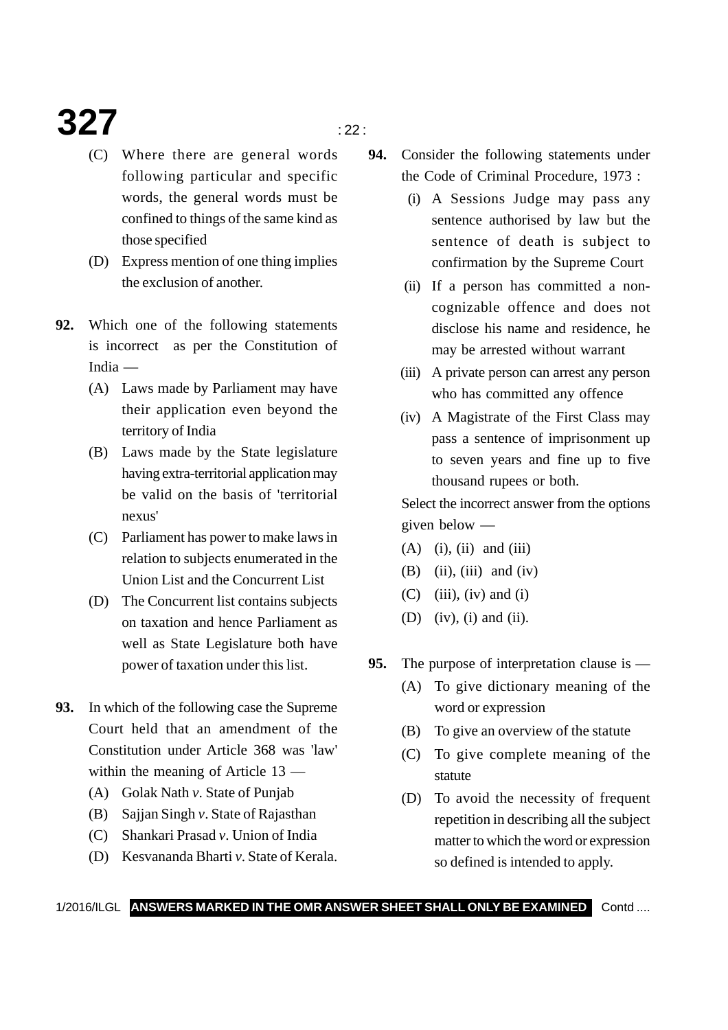(C) Where there are general words following particular and specific words, the general words must be confined to things of the same kind as those specified

(D) Express mention of one thing implies the exclusion of another.

**92.** Which one of the following statements is incorrect as per the Constitution of India —

(A) Laws made by Parliament may have their application even beyond the territory of India

(B) Laws made by the State legislature having extra-territorial application may be valid on the basis of 'territorial nexus'

(C) Parliament has power to make laws in relation to subjects enumerated in the Union List and the Concurrent List

(D) The Concurrent list contains subjects on taxation and hence Parliament as well as State Legislature both have power of taxation under this list.

**93.** In which of the following case the Supreme Court held that an amendment of the Constitution under Article 368 was 'law' within the meaning of Article 13 —

(A) Golak Nath *v*. State of Punjab

(B) Sajjan Singh *v*. State of Rajasthan

(C) Shankari Prasad *v*. Union of India

(D) Kesvananda Bharti *v*. State of Kerala.

**94.** Consider the following statements under the Code of Criminal Procedure, 1973 :

(i) A Sessions Judge may pass any sentence authorised by law but the sentence of death is subject to confirmation by the Supreme Court

(ii) If a person has committed a non-cognizable offence and does not disclose his name and residence, he may be arrested without warrant

(iii) A private person can arrest any person who has committed any offence

(iv) A Magistrate of the First Class may pass a sentence of imprisonment up to seven years and fine up to five thousand rupees or both.

Select the incorrect answer from the options given below —

(A) (i), (ii) and (iii)

(B) (ii), (iii) and (iv)

(C) (iii), (iv) and (i)

(D) (iv), (i) and (ii).

**95.** The purpose of interpretation clause is —

(A) To give dictionary meaning of the word or expression

(B) To give an overview of the statute

(C) To give complete meaning of the statute

(D) To avoid the necessity of frequent repetition in describing all the subject matter to which the word or expression so defined is intended to apply.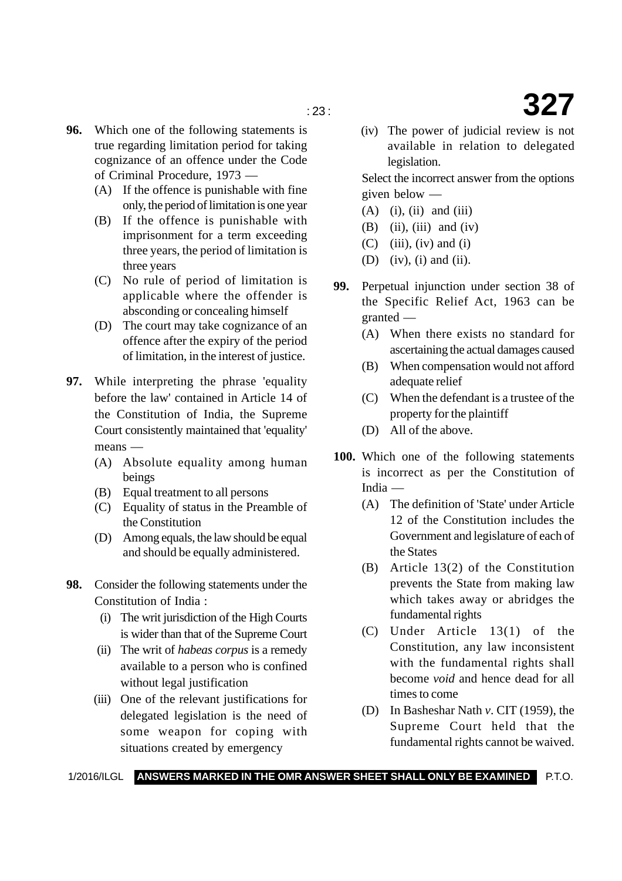**96.** Which one of the following statements is true regarding limitation period for taking cognizance of an offence under the Code of Criminal Procedure, 1973 —

(A) If the offence is punishable with fine only, the period of limitation is one year

(B) If the offence is punishable with imprisonment for a term exceeding three years, the period of limitation is three years

(C) No rule of period of limitation is applicable where the offender is absconding or concealing himself

(D) The court may take cognizance of an offence after the expiry of the period of limitation, in the interest of justice.

**97.** While interpreting the phrase 'equality before the law' contained in Article 14 of the Constitution of India, the Supreme Court consistently maintained that 'equality' means —

(A) Absolute equality among human beings

(B) Equal treatment to all persons

(C) Equality of status in the Preamble of the Constitution

(D) Among equals, the law should be equal and should be equally administered.

**98.** Consider the following statements under the Constitution of India :

(i) The writ jurisdiction of the High Courts is wider than that of the Supreme Court

(ii) The writ of *habeas corpus* is a remedy available to a person who is confined without legal justification

(iii) One of the relevant justifications for delegated legislation is the need of some weapon for coping with situations created by emergency

(iv) The power of judicial review is not available in relation to delegated legislation.

Select the incorrect answer from the options given below —

(A) (i), (ii) and (iii)

(B) (ii), (iii) and (iv)

(C) (iii), (iv) and (i)

(D) (iv), (i) and (ii).

**99.** Perpetual injunction under section 38 of the Specific Relief Act, 1963 can be granted —

(A) When there exists no standard for ascertaining the actual damages caused

(B) When compensation would not afford adequate relief

(C) When the defendant is a trustee of the property for the plaintiff

(D) All of the above.

**100.** Which one of the following statements is incorrect as per the Constitution of India —

(A) The definition of 'State' under Article 12 of the Constitution includes the Government and legislature of each of the States

(B) Article 13(2) of the Constitution prevents the State from making law which takes away or abridges the fundamental rights

(C) Under Article 13(1) of the Constitution, any law inconsistent with the fundamental rights shall become *void* and hence dead for all times to come

(D) In Basheshar Nath *v.* CIT (1959), the Supreme Court held that the fundamental rights cannot be waived.

**ANSWERS MARKED IN THE OMR ANSWER SHEET SHALL ONLY BE EXAMINED**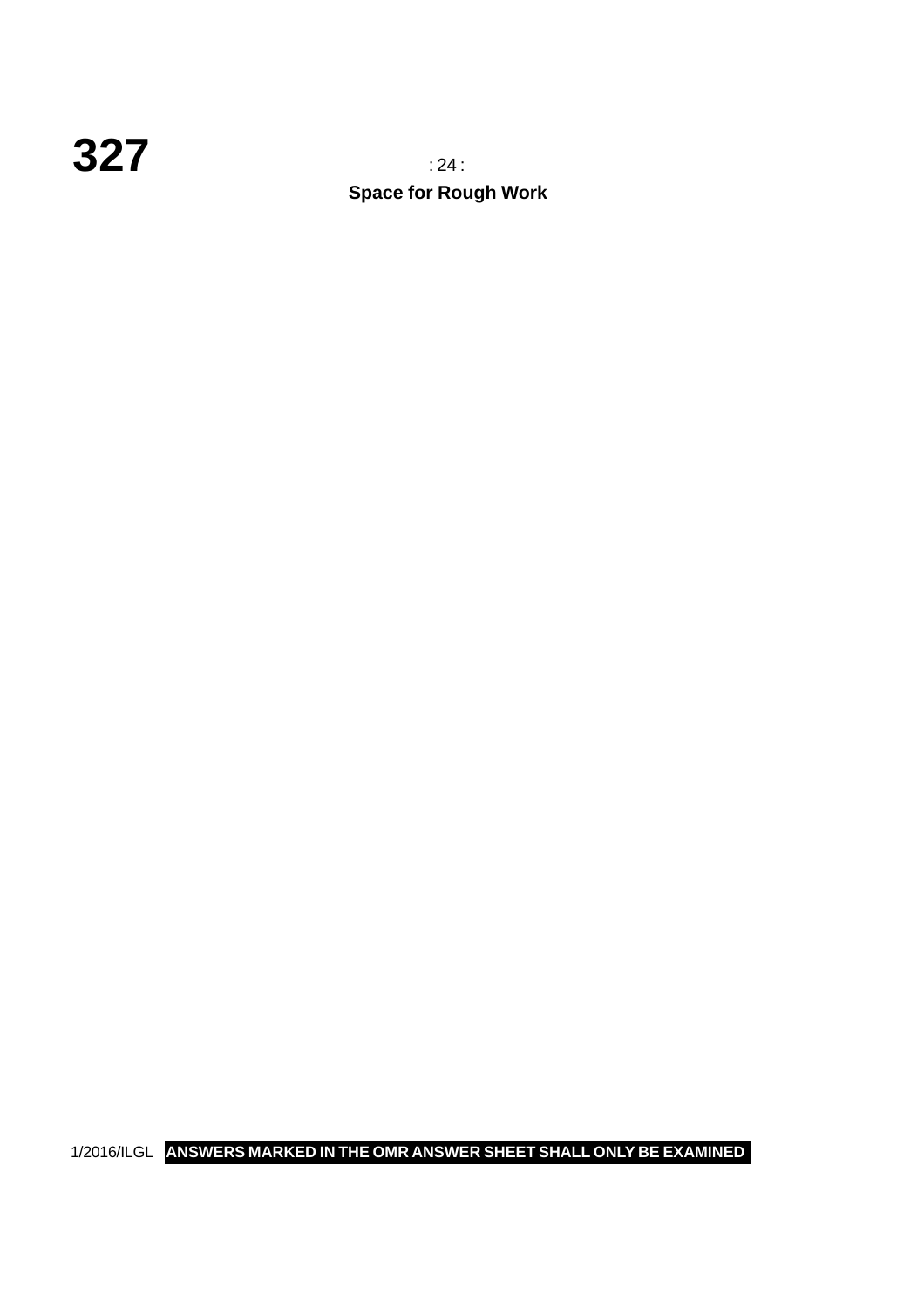**Space for Rough Work**